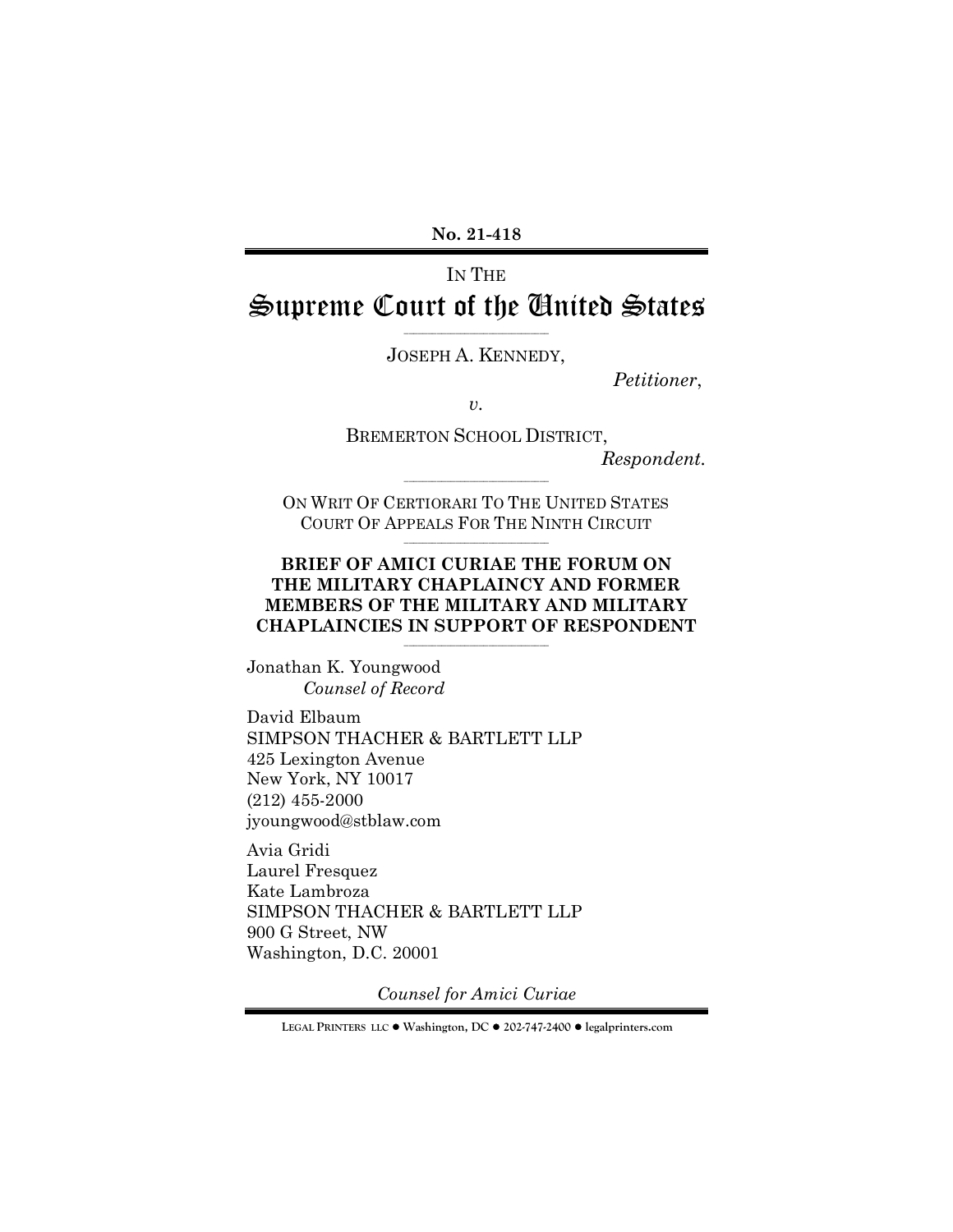**No. 21-418**

IN THE

# Supreme Court of the United States

JOSEPH A. KENNEDY,

*Petitioner*,

*v.*

BREMERTON SCHOOL DISTRICT,

*Respondent.*

ON WRIT OF CERTIORARI TO THE UNITED STATES COURT OF APPEALS FOR THE NINTH CIRCUIT

## BRIEF OF AMICI CURIAE THE FORUM ON THE MILITARY CHAPLAINCY AND FORMER MEMBERS OF THE MILITARY AND MILITARY CHAPLAINCIES IN SUPPORT OF RESPONDENT

Jonathan K. Youngwood
*Counsel of Record*

David Elbaum
SIMPSON THACHER & BARTLETT LLP
425 Lexington Avenue
New York, NY 10017
(212) 455-2000
jyoungwood@stblaw.com

Avia Gridi
Laurel Fresquez
Kate Lambroza
SIMPSON THACHER & BARTLETT LLP
900 G Street, NW
Washington, D.C. 20001

*Counsel for Amici Curiae*

LEGAL PRINTERS LLC ● Washington, DC ● 202-747-2400 ● legalprinters.com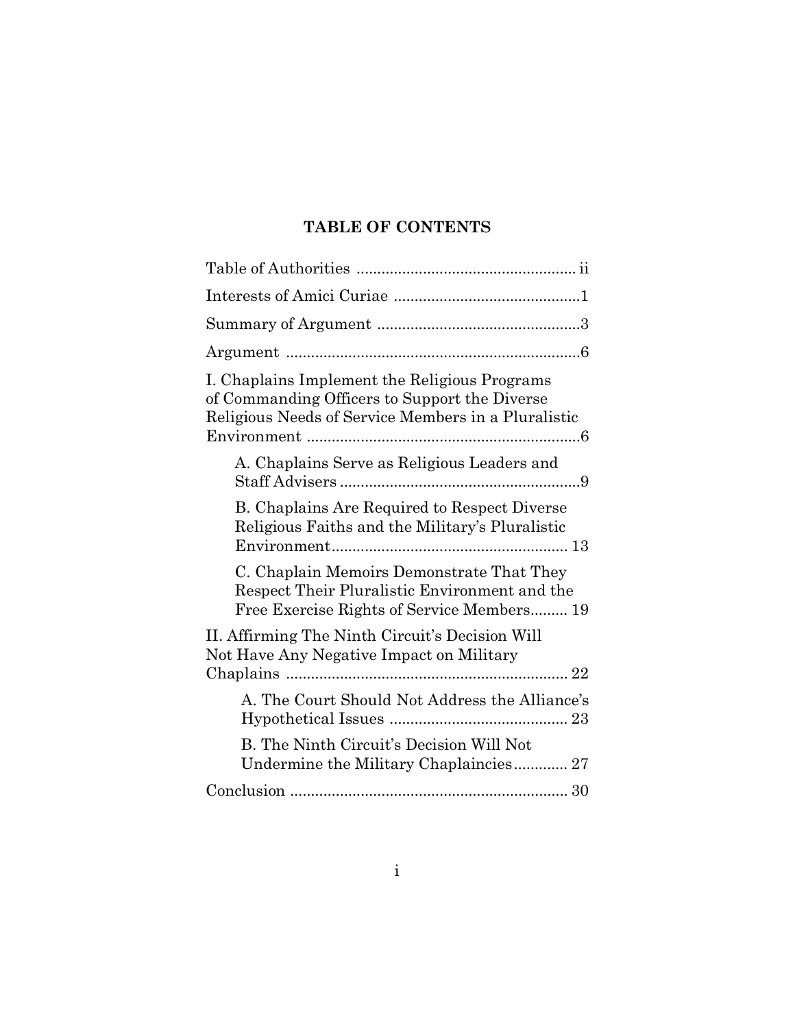# TABLE OF CONTENTS

Table of Authorities ..................................................... ii

Interests of Amici Curiae .............................................1

Summary of Argument .................................................3

Argument .......................................................................6

I. Chaplains Implement the Religious Programs of Commanding Officers to Support the Diverse Religious Needs of Service Members in a Pluralistic Environment ..................................................................6

- A. Chaplains Serve as Religious Leaders and Staff Advisers ..........................................................9
- B. Chaplains Are Required to Respect Diverse Religious Faiths and the Military's Pluralistic Environment......................................................... 13
- C. Chaplain Memoirs Demonstrate That They Respect Their Pluralistic Environment and the Free Exercise Rights of Service Members......... 19

II. Affirming The Ninth Circuit's Decision Will Not Have Any Negative Impact on Military Chaplains .................................................................... 22

- A. The Court Should Not Address the Alliance's Hypothetical Issues ........................................... 23
- B. The Ninth Circuit's Decision Will Not Undermine the Military Chaplaincies............. 27

Conclusion ................................................................... 30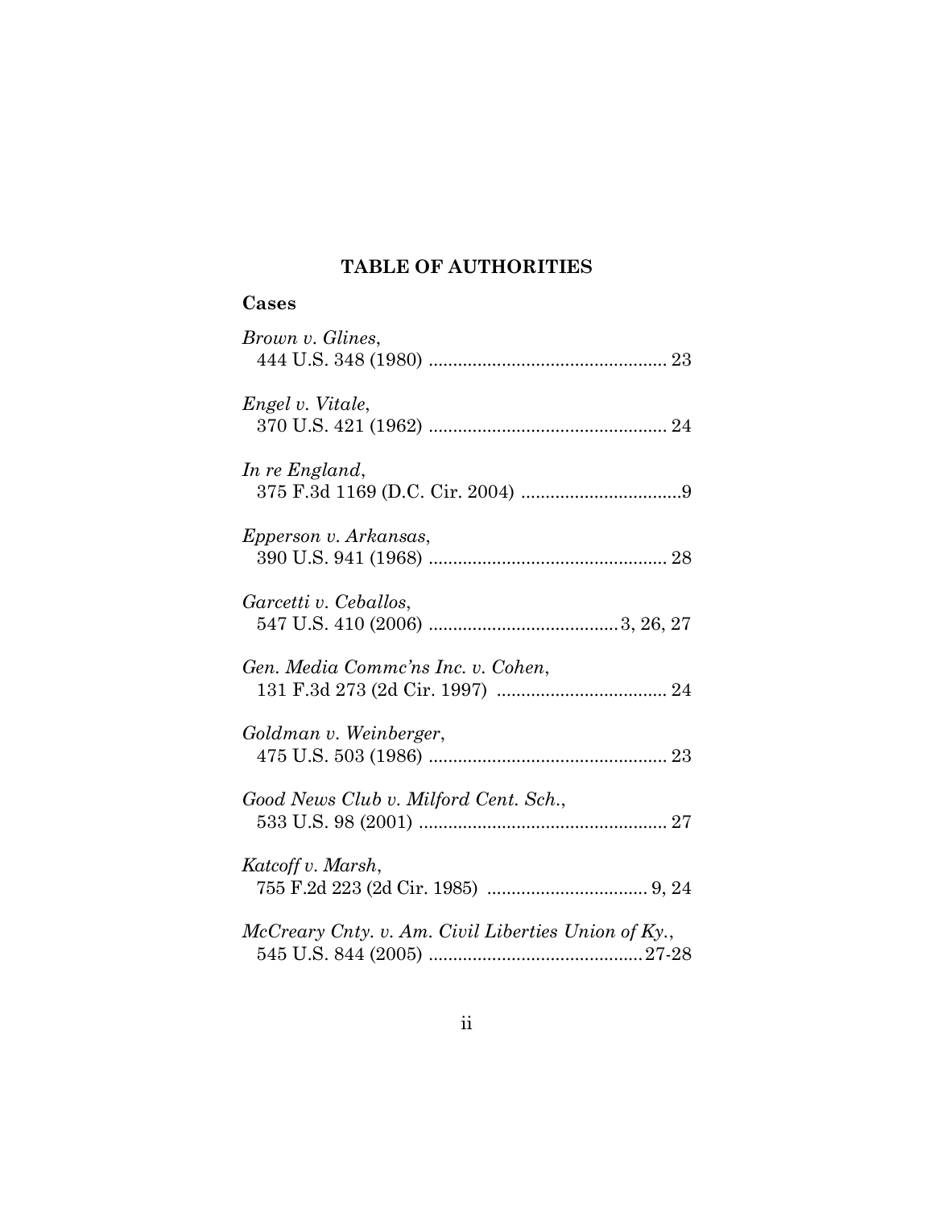# TABLE OF AUTHORITIES

## Cases

*Brown v. Glines*,
444 U.S. 348 (1980) ................................................ 23

*Engel v. Vitale*,
370 U.S. 421 (1962) ................................................ 24

*In re England*,
375 F.3d 1169 (D.C. Cir. 2004) ................................9

*Epperson v. Arkansas*,
390 U.S. 941 (1968) ................................................ 28

*Garcetti v. Ceballos*,
547 U.S. 410 (2006) ......................................3, 26, 27

*Gen. Media Commc'ns Inc. v. Cohen*,
131 F.3d 273 (2d Cir. 1997) .................................. 24

*Goldman v. Weinberger*,
475 U.S. 503 (1986) ................................................ 23

*Good News Club v. Milford Cent. Sch.*,
533 U.S. 98 (2001) .................................................. 27

*Katcoff v. Marsh*,
755 F.2d 223 (2d Cir. 1985) ................................ 9, 24

*McCreary Cnty. v. Am. Civil Liberties Union of Ky.*,
545 U.S. 844 (2005) ...........................................27-28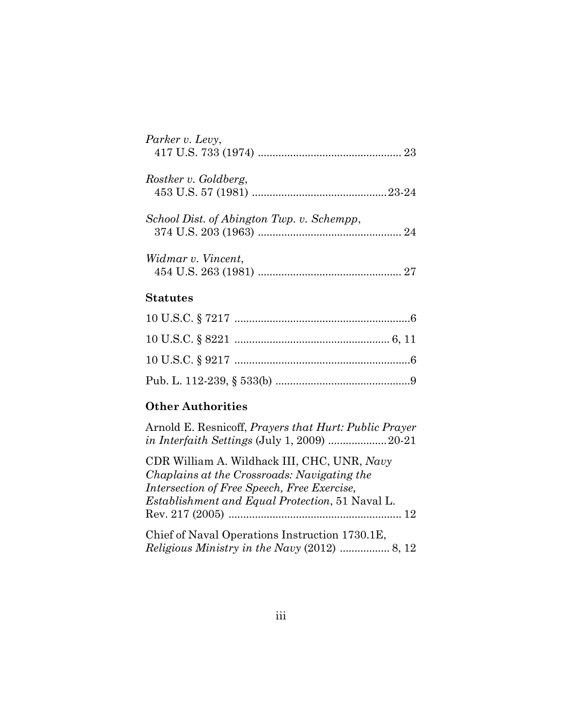*Parker v. Levy*,
417 U.S. 733 (1974) ................................................ 23

*Rostker v. Goldberg*,
453 U.S. 57 (1981) .............................................23-24

*School Dist. of Abington Twp. v. Schempp*,
374 U.S. 203 (1963) ................................................ 24

*Widmar v. Vincent*,
454 U.S. 263 (1981) ................................................ 27

**Statutes**

10 U.S.C. § 7217 ............................................................6

10 U.S.C. § 8221 .................................................... 6, 11

10 U.S.C. § 9217 ............................................................6

Pub. L. 112-239, § 533(b) ..............................................9

**Other Authorities**

Arnold E. Resnicoff, *Prayers that Hurt: Public Prayer in Interfaith Settings* (July 1, 2009) ....................20-21

CDR William A. Wildhack III, CHC, UNR, *Navy Chaplains at the Crossroads: Navigating the Intersection of Free Speech, Free Exercise, Establishment and Equal Protection*, 51 Naval L. Rev. 217 (2005) ........................................................... 12

Chief of Naval Operations Instruction 1730.1E, *Religious Ministry in the Navy* (2012) ................. 8, 12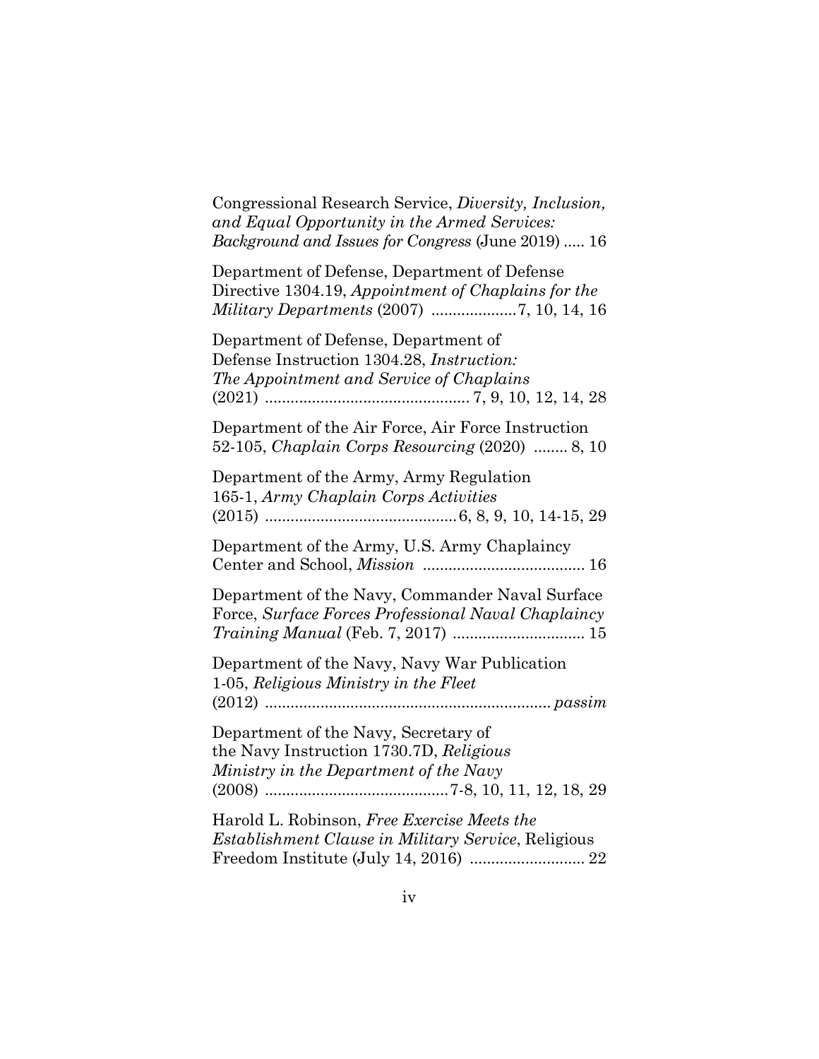Congressional Research Service, *Diversity, Inclusion, and Equal Opportunity in the Armed Services: Background and Issues for Congress* (June 2019) ..... 16

Department of Defense, Department of Defense Directive 1304.19, *Appointment of Chaplains for the Military Departments* (2007) ....................7, 10, 14, 16

Department of Defense, Department of Defense Instruction 1304.28, *Instruction: The Appointment and Service of Chaplains* (2021) ................................................ 7, 9, 10, 12, 14, 28

Department of the Air Force, Air Force Instruction 52-105, *Chaplain Corps Resourcing* (2020) ........ 8, 10

Department of the Army, Army Regulation 165-1, *Army Chaplain Corps Activities* (2015) ............................................6, 8, 9, 10, 14-15, 29

Department of the Army, U.S. Army Chaplaincy Center and School, *Mission* ...................................... 16

Department of the Navy, Commander Naval Surface Force, *Surface Forces Professional Naval Chaplaincy Training Manual* (Feb. 7, 2017) ............................... 15

Department of the Navy, Navy War Publication 1-05, *Religious Ministry in the Fleet* (2012) .................................................................. *passim*

Department of the Navy, Secretary of the Navy Instruction 1730.7D, *Religious Ministry in the Department of the Navy* (2008) ..........................................7-8, 10, 11, 12, 18, 29

Harold L. Robinson, *Free Exercise Meets the Establishment Clause in Military Service*, Religious Freedom Institute (July 14, 2016) ........................... 22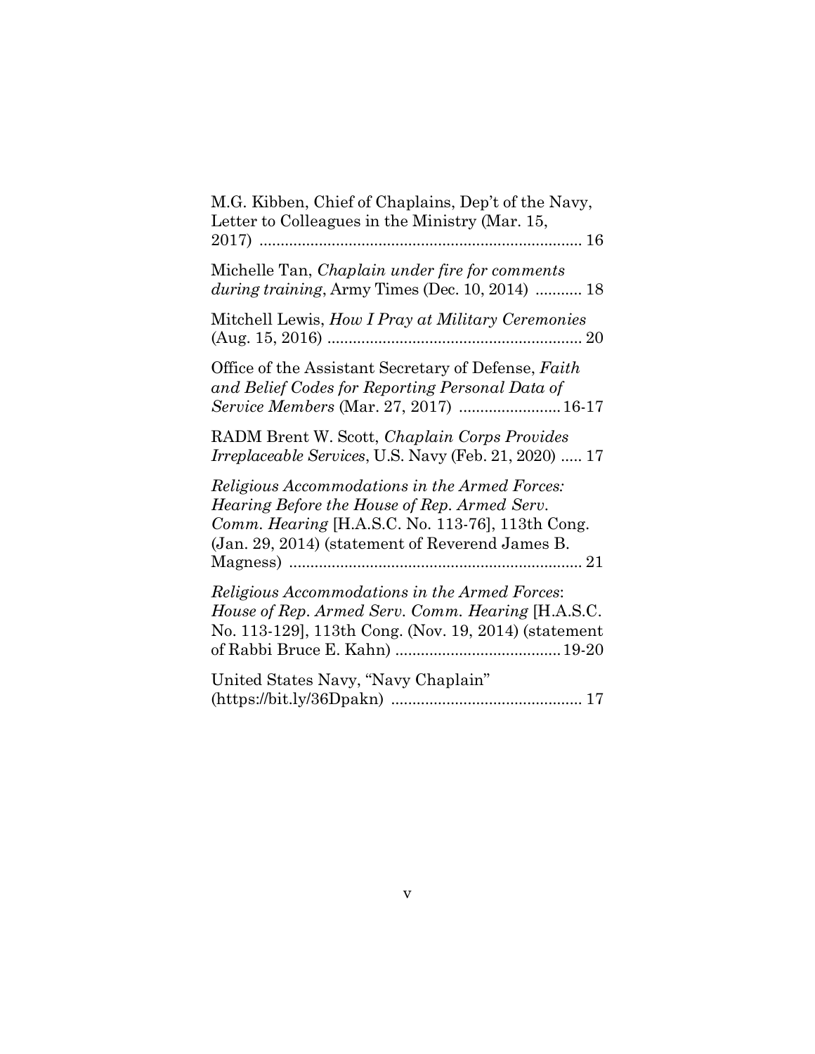M.G. Kibben, Chief of Chaplains, Dep't of the Navy, Letter to Colleagues in the Ministry (Mar. 15, 2017) ............................................................................ 16

Michelle Tan, *Chaplain under fire for comments during training*, Army Times (Dec. 10, 2014) ........... 18

Mitchell Lewis, *How I Pray at Military Ceremonies* (Aug. 15, 2016) ............................................................ 20

Office of the Assistant Secretary of Defense, *Faith and Belief Codes for Reporting Personal Data of Service Members* (Mar. 27, 2017) ........................16-17

RADM Brent W. Scott, *Chaplain Corps Provides Irreplaceable Services*, U.S. Navy (Feb. 21, 2020) ..... 17

*Religious Accommodations in the Armed Forces: Hearing Before the House of Rep. Armed Serv. Comm. Hearing* [H.A.S.C. No. 113-76], 113th Cong. (Jan. 29, 2014) (statement of Reverend James B. Magness) ..................................................................... 21

*Religious Accommodations in the Armed Forces*: *House of Rep. Armed Serv. Comm. Hearing* [H.A.S.C. No. 113-129], 113th Cong. (Nov. 19, 2014) (statement of Rabbi Bruce E. Kahn) ......................................19-20

United States Navy, "Navy Chaplain" (https://bit.ly/36Dpakn) ............................................. 17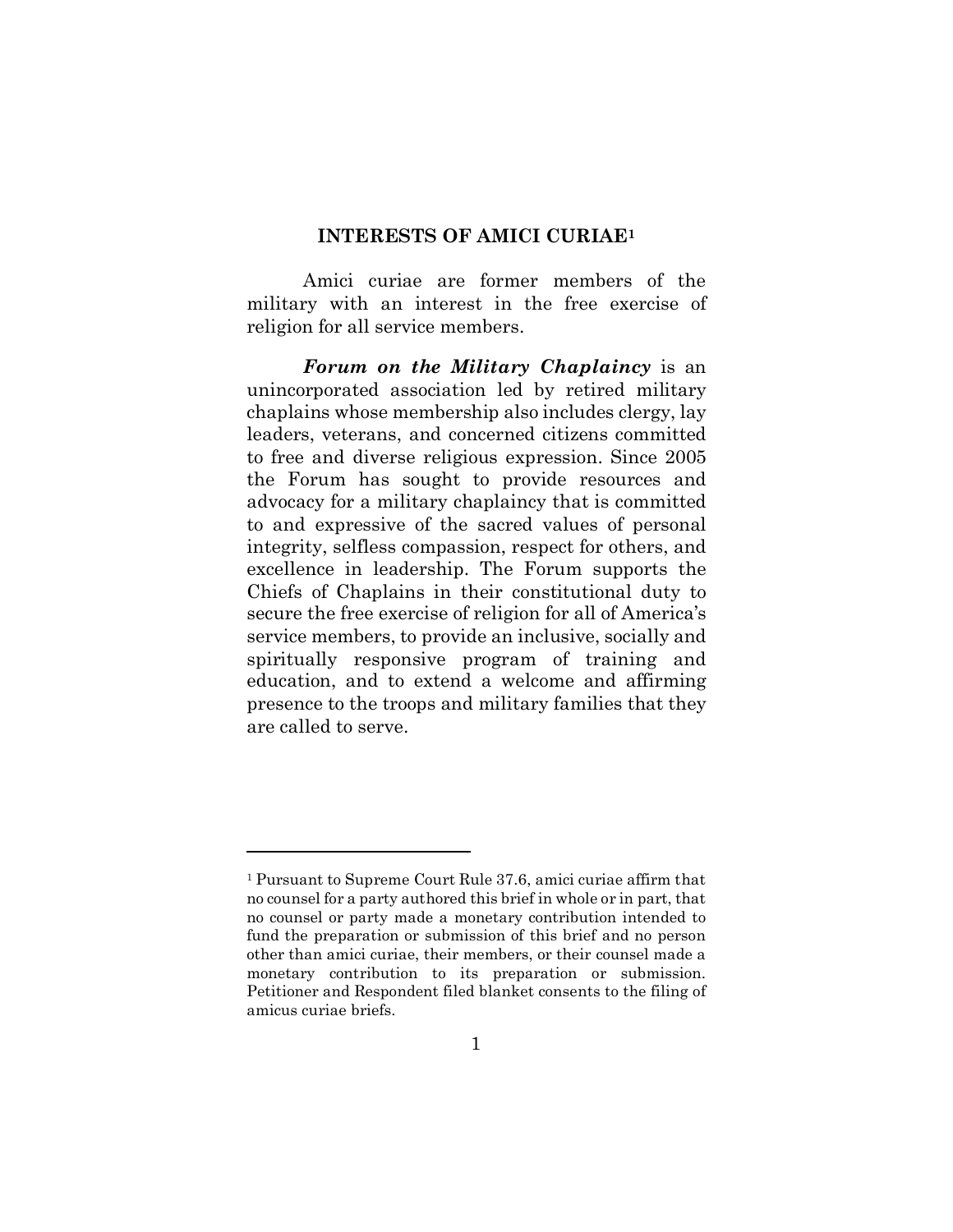## INTERESTS OF AMICI CURIAE[1]

Amici curiae are former members of the military with an interest in the free exercise of religion for all service members.

***Forum on the Military Chaplaincy*** is an unincorporated association led by retired military chaplains whose membership also includes clergy, lay leaders, veterans, and concerned citizens committed to free and diverse religious expression. Since 2005 the Forum has sought to provide resources and advocacy for a military chaplaincy that is committed to and expressive of the sacred values of personal integrity, selfless compassion, respect for others, and excellence in leadership. The Forum supports the Chiefs of Chaplains in their constitutional duty to secure the free exercise of religion for all of America's service members, to provide an inclusive, socially and spiritually responsive program of training and education, and to extend a welcome and affirming presence to the troops and military families that they are called to serve.

---

[1] Pursuant to Supreme Court Rule 37.6, amici curiae affirm that no counsel for a party authored this brief in whole or in part, that no counsel or party made a monetary contribution intended to fund the preparation or submission of this brief and no person other than amici curiae, their members, or their counsel made a monetary contribution to its preparation or submission. Petitioner and Respondent filed blanket consents to the filing of amicus curiae briefs.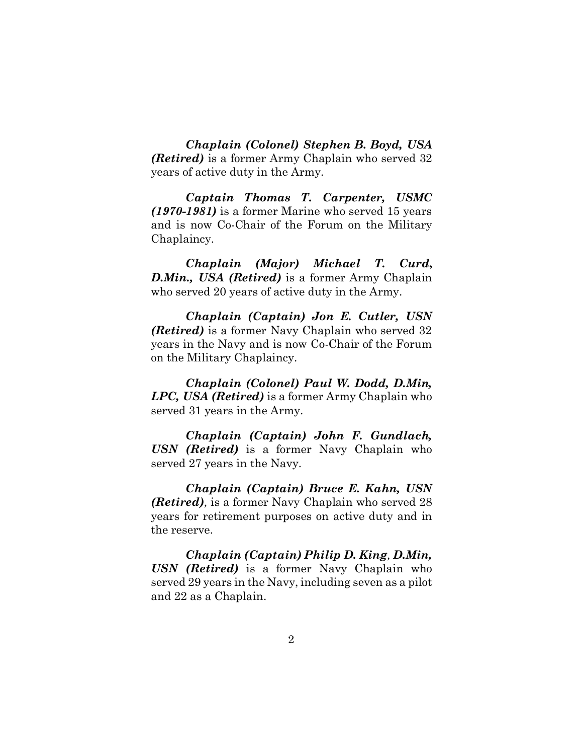***Chaplain (Colonel) Stephen B. Boyd, USA (Retired)*** is a former Army Chaplain who served 32 years of active duty in the Army.

***Captain Thomas T. Carpenter, USMC (1970-1981)*** is a former Marine who served 15 years and is now Co-Chair of the Forum on the Military Chaplaincy.

***Chaplain (Major) Michael T. Curd, D.Min., USA (Retired)*** is a former Army Chaplain who served 20 years of active duty in the Army.

***Chaplain (Captain) Jon E. Cutler, USN (Retired)*** is a former Navy Chaplain who served 32 years in the Navy and is now Co-Chair of the Forum on the Military Chaplaincy.

***Chaplain (Colonel) Paul W. Dodd, D.Min, LPC, USA (Retired)*** is a former Army Chaplain who served 31 years in the Army.

***Chaplain (Captain) John F. Gundlach, USN (Retired)*** is a former Navy Chaplain who served 27 years in the Navy.

***Chaplain (Captain) Bruce E. Kahn, USN (Retired)***, is a former Navy Chaplain who served 28 years for retirement purposes on active duty and in the reserve.

***Chaplain (Captain) Philip D. King, D.Min, USN (Retired)*** is a former Navy Chaplain who served 29 years in the Navy, including seven as a pilot and 22 as a Chaplain.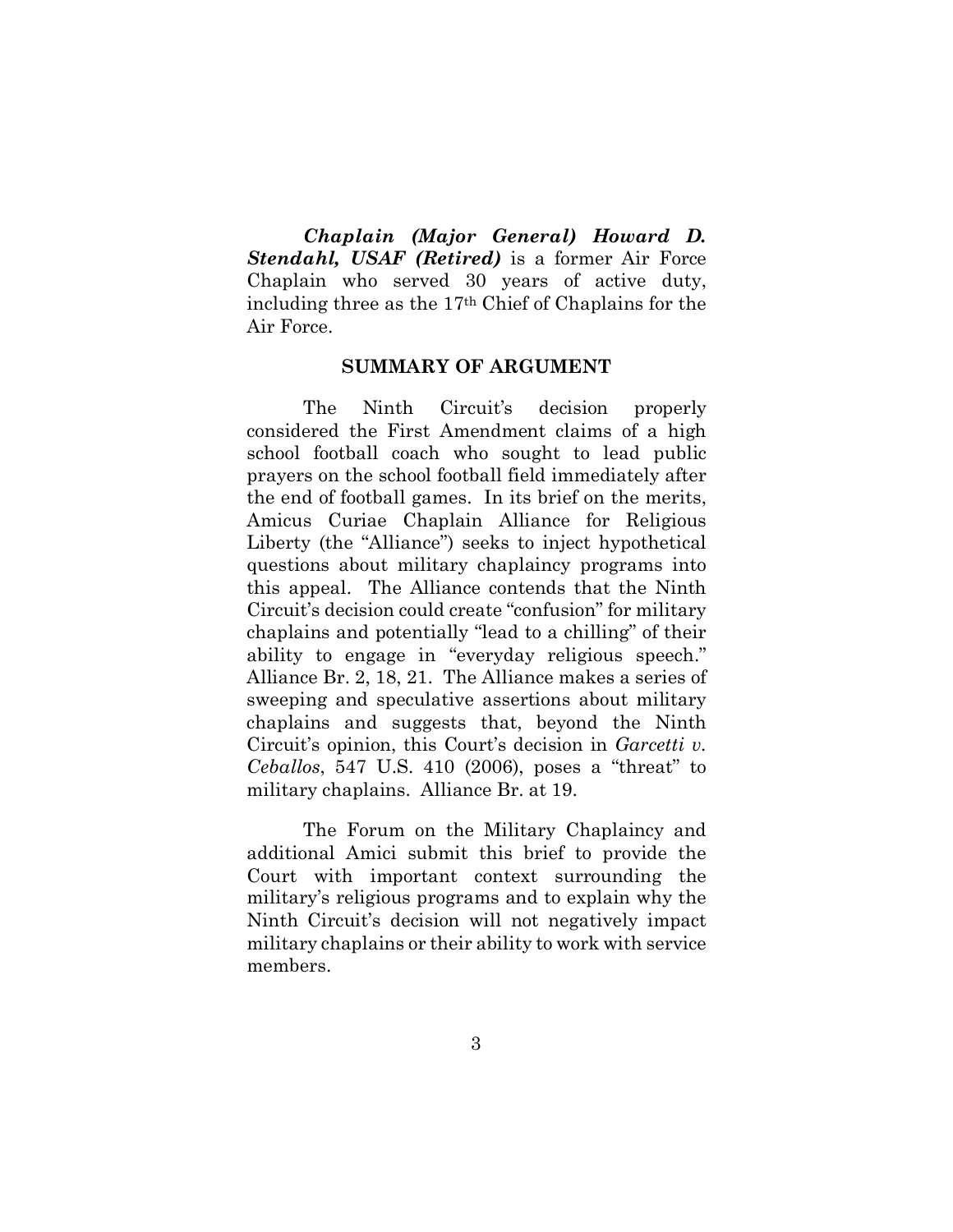***Chaplain (Major General) Howard D. Stendahl, USAF (Retired)*** is a former Air Force Chaplain who served 30 years of active duty, including three as the 17th Chief of Chaplains for the Air Force.

## SUMMARY OF ARGUMENT

The Ninth Circuit's decision properly considered the First Amendment claims of a high school football coach who sought to lead public prayers on the school football field immediately after the end of football games. In its brief on the merits, Amicus Curiae Chaplain Alliance for Religious Liberty (the "Alliance") seeks to inject hypothetical questions about military chaplaincy programs into this appeal. The Alliance contends that the Ninth Circuit's decision could create "confusion" for military chaplains and potentially "lead to a chilling" of their ability to engage in "everyday religious speech." Alliance Br. 2, 18, 21. The Alliance makes a series of sweeping and speculative assertions about military chaplains and suggests that, beyond the Ninth Circuit's opinion, this Court's decision in *Garcetti v. Ceballos*, 547 U.S. 410 (2006), poses a "threat" to military chaplains. Alliance Br. at 19.

The Forum on the Military Chaplaincy and additional Amici submit this brief to provide the Court with important context surrounding the military's religious programs and to explain why the Ninth Circuit's decision will not negatively impact military chaplains or their ability to work with service members.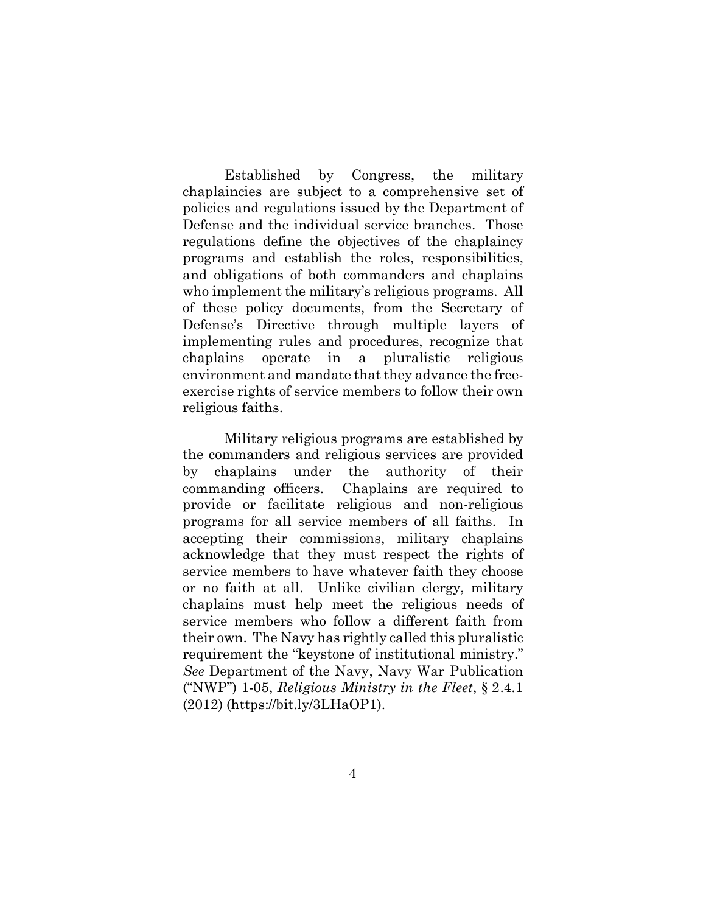Established by Congress, the military chaplaincies are subject to a comprehensive set of policies and regulations issued by the Department of Defense and the individual service branches. Those regulations define the objectives of the chaplaincy programs and establish the roles, responsibilities, and obligations of both commanders and chaplains who implement the military's religious programs. All of these policy documents, from the Secretary of Defense's Directive through multiple layers of implementing rules and procedures, recognize that chaplains operate in a pluralistic religious environment and mandate that they advance the free-exercise rights of service members to follow their own religious faiths.

Military religious programs are established by the commanders and religious services are provided by chaplains under the authority of their commanding officers. Chaplains are required to provide or facilitate religious and non-religious programs for all service members of all faiths. In accepting their commissions, military chaplains acknowledge that they must respect the rights of service members to have whatever faith they choose or no faith at all. Unlike civilian clergy, military chaplains must help meet the religious needs of service members who follow a different faith from their own. The Navy has rightly called this pluralistic requirement the "keystone of institutional ministry." *See* Department of the Navy, Navy War Publication ("NWP") 1-05, *Religious Ministry in the Fleet*, § 2.4.1 (2012) (https://bit.ly/3LHaOP1).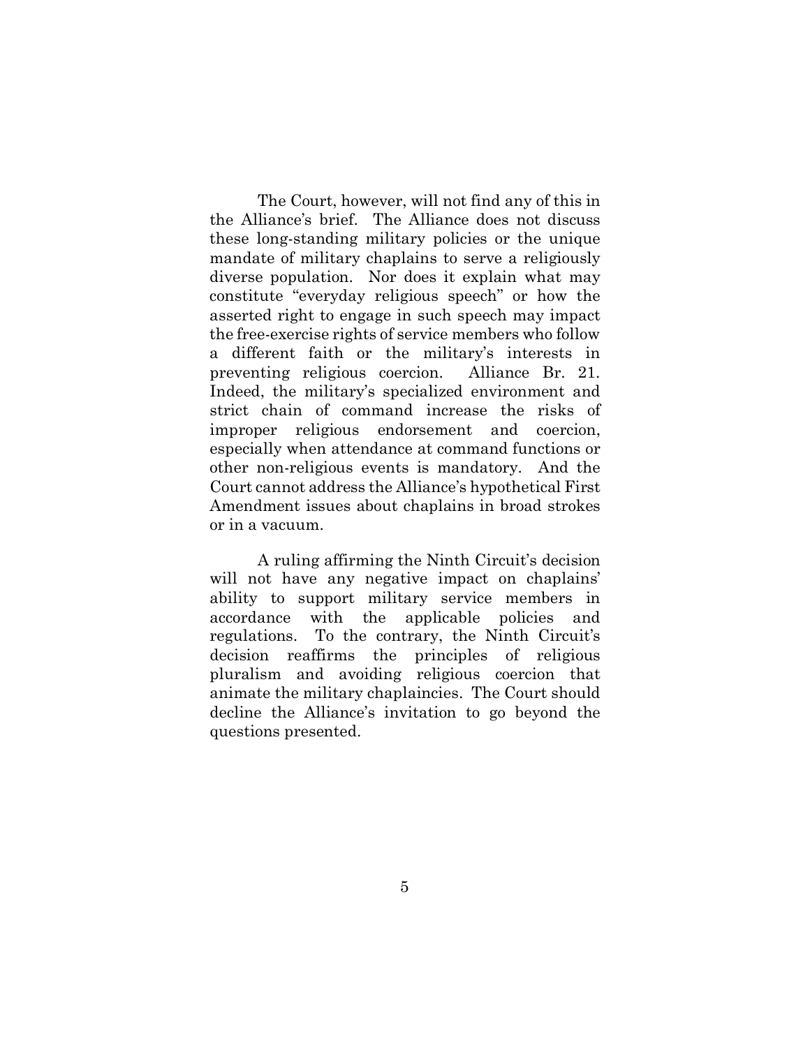The Court, however, will not find any of this in the Alliance's brief. The Alliance does not discuss these long-standing military policies or the unique mandate of military chaplains to serve a religiously diverse population. Nor does it explain what may constitute "everyday religious speech" or how the asserted right to engage in such speech may impact the free-exercise rights of service members who follow a different faith or the military's interests in preventing religious coercion. Alliance Br. 21. Indeed, the military's specialized environment and strict chain of command increase the risks of improper religious endorsement and coercion, especially when attendance at command functions or other non-religious events is mandatory. And the Court cannot address the Alliance's hypothetical First Amendment issues about chaplains in broad strokes or in a vacuum.

A ruling affirming the Ninth Circuit's decision will not have any negative impact on chaplains' ability to support military service members in accordance with the applicable policies and regulations. To the contrary, the Ninth Circuit's decision reaffirms the principles of religious pluralism and avoiding religious coercion that animate the military chaplaincies. The Court should decline the Alliance's invitation to go beyond the questions presented.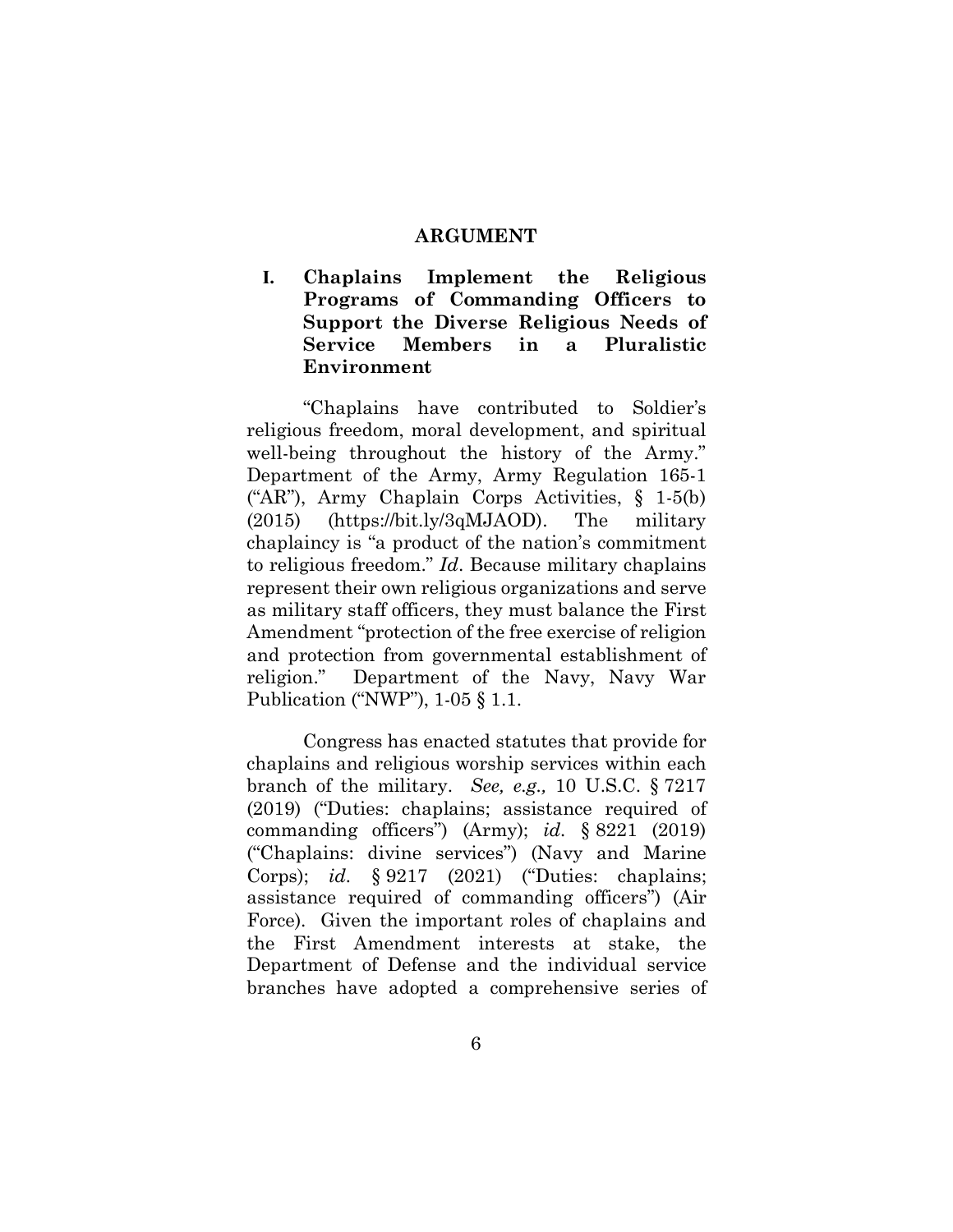## ARGUMENT

### I. Chaplains Implement the Religious Programs of Commanding Officers to Support the Diverse Religious Needs of Service Members in a Pluralistic Environment

"Chaplains have contributed to Soldier's religious freedom, moral development, and spiritual well-being throughout the history of the Army." Department of the Army, Army Regulation 165-1 ("AR"), Army Chaplain Corps Activities, § 1-5(b) (2015) (https://bit.ly/3qMJAOD). The military chaplaincy is "a product of the nation's commitment to religious freedom." *Id*. Because military chaplains represent their own religious organizations and serve as military staff officers, they must balance the First Amendment "protection of the free exercise of religion and protection from governmental establishment of religion." Department of the Navy, Navy War Publication ("NWP"), 1-05 § 1.1.

Congress has enacted statutes that provide for chaplains and religious worship services within each branch of the military. *See, e.g.,* 10 U.S.C. § 7217 (2019) ("Duties: chaplains; assistance required of commanding officers") (Army); *id.* § 8221 (2019) ("Chaplains: divine services") (Navy and Marine Corps); *id.* § 9217 (2021) ("Duties: chaplains; assistance required of commanding officers") (Air Force). Given the important roles of chaplains and the First Amendment interests at stake, the Department of Defense and the individual service branches have adopted a comprehensive series of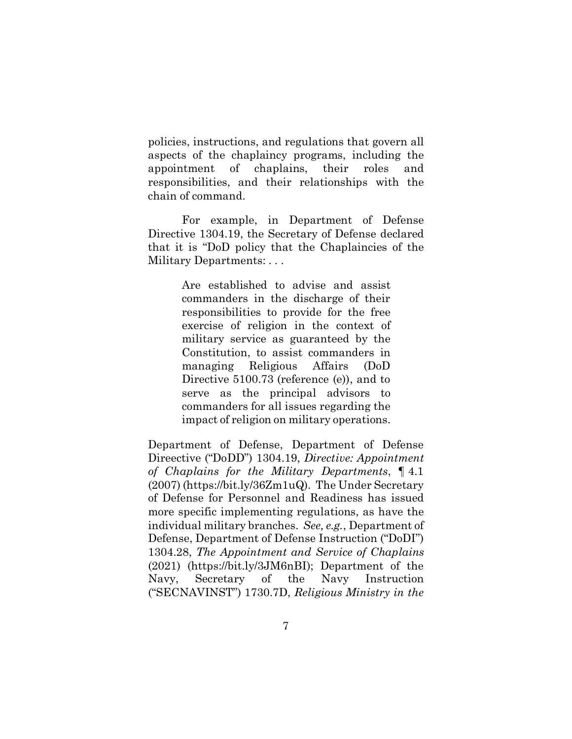policies, instructions, and regulations that govern all aspects of the chaplaincy programs, including the appointment of chaplains, their roles and responsibilities, and their relationships with the chain of command.

For example, in Department of Defense Directive 1304.19, the Secretary of Defense declared that it is "DoD policy that the Chaplaincies of the Military Departments: . . .

> Are established to advise and assist commanders in the discharge of their responsibilities to provide for the free exercise of religion in the context of military service as guaranteed by the Constitution, to assist commanders in managing Religious Affairs (DoD Directive 5100.73 (reference (e)), and to serve as the principal advisors to commanders for all issues regarding the impact of religion on military operations.

Department of Defense, Department of Defense Direective ("DoDD") 1304.19, *Directive: Appointment of Chaplains for the Military Departments*, ¶ 4.1 (2007) (https://bit.ly/36Zm1uQ). The Under Secretary of Defense for Personnel and Readiness has issued more specific implementing regulations, as have the individual military branches. *See, e.g.*, Department of Defense, Department of Defense Instruction ("DoDI") 1304.28, *The Appointment and Service of Chaplains* (2021) (https://bit.ly/3JM6nBI); Department of the Navy, Secretary of the Navy Instruction ("SECNAVINST") 1730.7D, *Religious Ministry in the*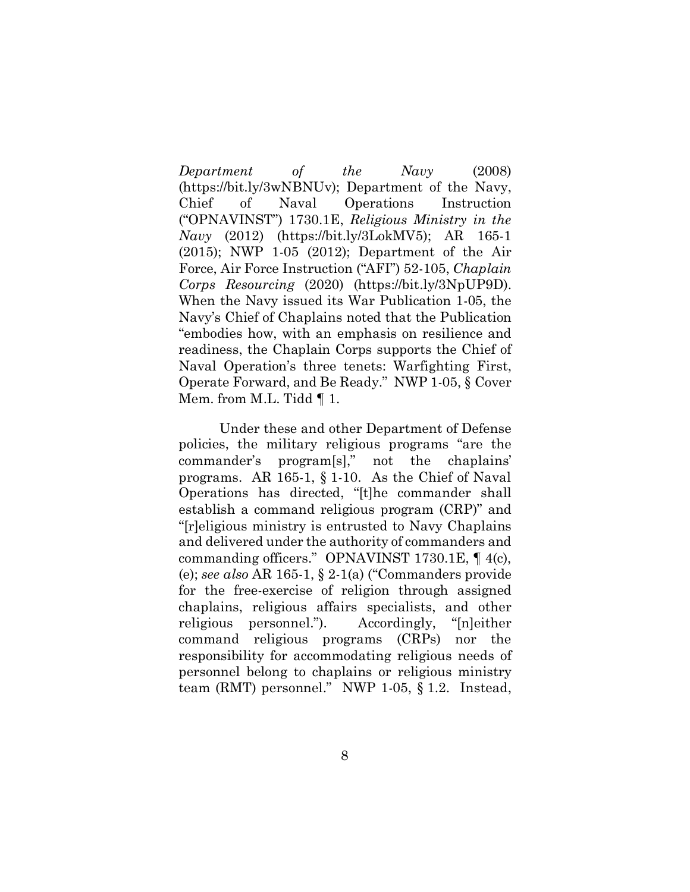*Department of the Navy* (2008) (https://bit.ly/3wNBNUv); Department of the Navy, Chief of Naval Operations Instruction ("OPNAVINST") 1730.1E, *Religious Ministry in the Navy* (2012) (https://bit.ly/3LokMV5); AR 165-1 (2015); NWP 1-05 (2012); Department of the Air Force, Air Force Instruction ("AFI") 52-105, *Chaplain Corps Resourcing* (2020) (https://bit.ly/3NpUP9D). When the Navy issued its War Publication 1-05, the Navy's Chief of Chaplains noted that the Publication "embodies how, with an emphasis on resilience and readiness, the Chaplain Corps supports the Chief of Naval Operation's three tenets: Warfighting First, Operate Forward, and Be Ready." NWP 1-05, § Cover Mem. from M.L. Tidd ¶ 1.

Under these and other Department of Defense policies, the military religious programs "are the commander's program[s]," not the chaplains' programs. AR 165-1, § 1-10. As the Chief of Naval Operations has directed, "[t]he commander shall establish a command religious program (CRP)" and "[r]eligious ministry is entrusted to Navy Chaplains and delivered under the authority of commanders and commanding officers." OPNAVINST 1730.1E, ¶ 4(c), (e); *see also* AR 165-1, § 2-1(a) ("Commanders provide for the free-exercise of religion through assigned chaplains, religious affairs specialists, and other religious personnel."). Accordingly, "[n]either command religious programs (CRPs) nor the responsibility for accommodating religious needs of personnel belong to chaplains or religious ministry team (RMT) personnel." NWP 1-05, § 1.2. Instead,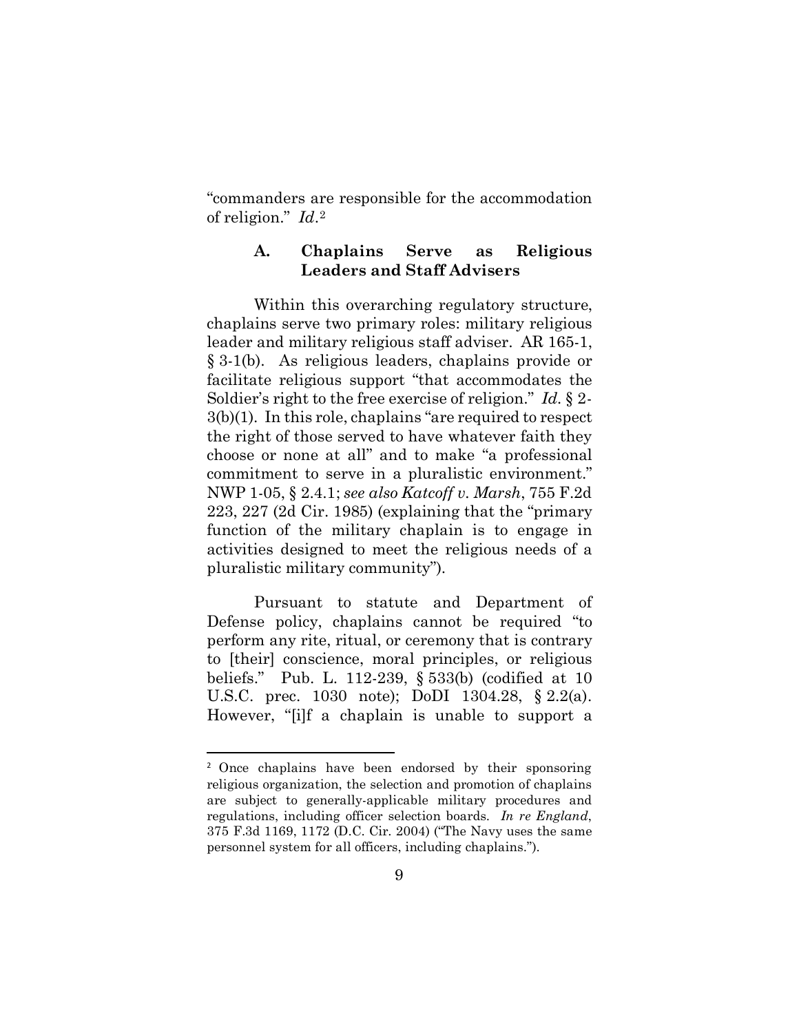"commanders are responsible for the accommodation of religion." *Id*.[2]

### A. Chaplains Serve as Religious Leaders and Staff Advisers

Within this overarching regulatory structure, chaplains serve two primary roles: military religious leader and military religious staff adviser. AR 165-1, § 3-1(b). As religious leaders, chaplains provide or facilitate religious support "that accommodates the Soldier's right to the free exercise of religion." *Id.* § 2-3(b)(1). In this role, chaplains "are required to respect the right of those served to have whatever faith they choose or none at all" and to make "a professional commitment to serve in a pluralistic environment." NWP 1-05, § 2.4.1; *see also Katcoff v. Marsh*, 755 F.2d 223, 227 (2d Cir. 1985) (explaining that the "primary function of the military chaplain is to engage in activities designed to meet the religious needs of a pluralistic military community").

Pursuant to statute and Department of Defense policy, chaplains cannot be required "to perform any rite, ritual, or ceremony that is contrary to [their] conscience, moral principles, or religious beliefs." Pub. L. 112-239, § 533(b) (codified at 10 U.S.C. prec. 1030 note); DoDI 1304.28, § 2.2(a). However, "[i]f a chaplain is unable to support a

---

[2] Once chaplains have been endorsed by their sponsoring religious organization, the selection and promotion of chaplains are subject to generally-applicable military procedures and regulations, including officer selection boards. *In re England*, 375 F.3d 1169, 1172 (D.C. Cir. 2004) ("The Navy uses the same personnel system for all officers, including chaplains.").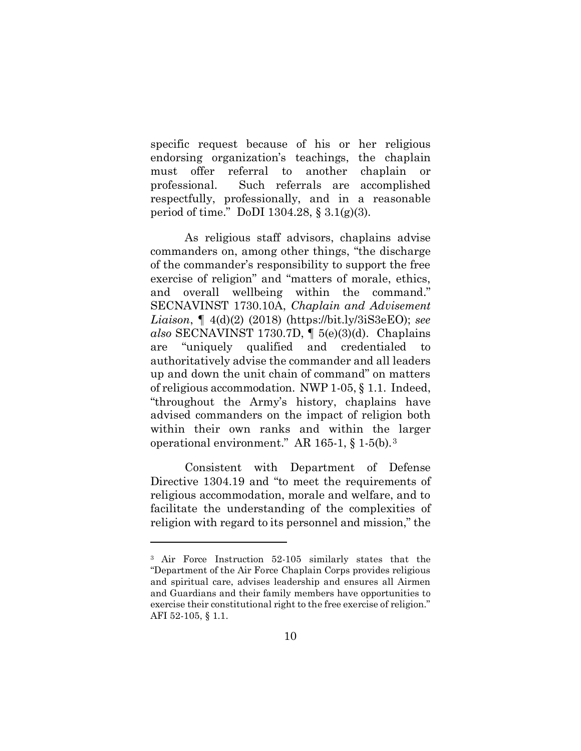specific request because of his or her religious endorsing organization's teachings, the chaplain must offer referral to another chaplain or professional. Such referrals are accomplished respectfully, professionally, and in a reasonable period of time." DoDI 1304.28, § 3.1(g)(3).

As religious staff advisors, chaplains advise commanders on, among other things, "the discharge of the commander's responsibility to support the free exercise of religion" and "matters of morale, ethics, and overall wellbeing within the command." SECNAVINST 1730.10A, *Chaplain and Advisement Liaison*, ¶ 4(d)(2) (2018) (https://bit.ly/3iS3eEO); *see also* SECNAVINST 1730.7D, ¶ 5(e)(3)(d). Chaplains are "uniquely qualified and credentialed to authoritatively advise the commander and all leaders up and down the unit chain of command" on matters of religious accommodation. NWP 1-05, § 1.1. Indeed, "throughout the Army's history, chaplains have advised commanders on the impact of religion both within their own ranks and within the larger operational environment." AR 165-1, § 1-5(b).[3]

Consistent with Department of Defense Directive 1304.19 and "to meet the requirements of religious accommodation, morale and welfare, and to facilitate the understanding of the complexities of religion with regard to its personnel and mission," the

---

[3] Air Force Instruction 52-105 similarly states that the "Department of the Air Force Chaplain Corps provides religious and spiritual care, advises leadership and ensures all Airmen and Guardians and their family members have opportunities to exercise their constitutional right to the free exercise of religion." AFI 52-105, § 1.1.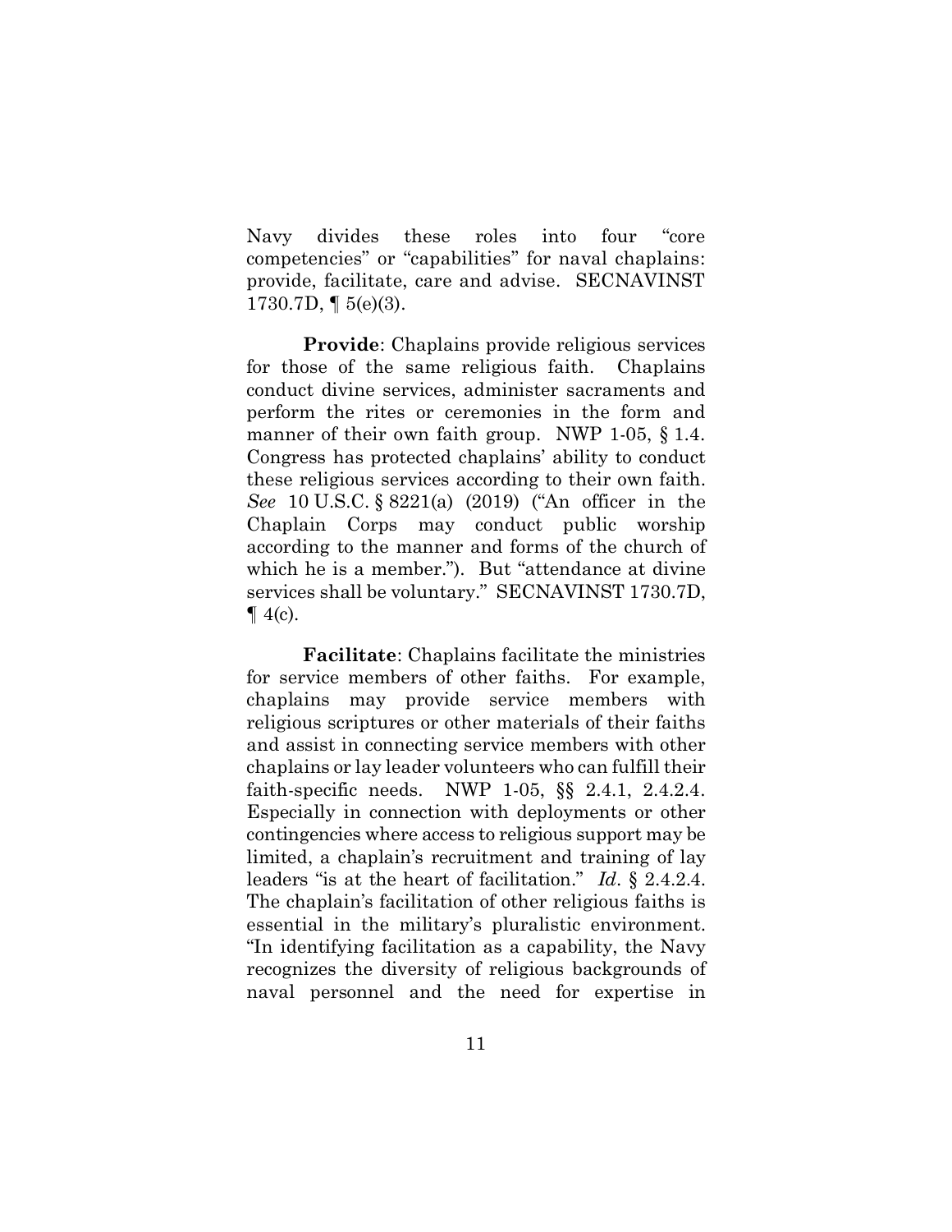Navy divides these roles into four "core competencies" or "capabilities" for naval chaplains: provide, facilitate, care and advise. SECNAVINST 1730.7D, ¶ 5(e)(3).

**Provide**: Chaplains provide religious services for those of the same religious faith. Chaplains conduct divine services, administer sacraments and perform the rites or ceremonies in the form and manner of their own faith group. NWP 1-05, § 1.4. Congress has protected chaplains' ability to conduct these religious services according to their own faith. *See* 10 U.S.C. § 8221(a) (2019) ("An officer in the Chaplain Corps may conduct public worship according to the manner and forms of the church of which he is a member."). But "attendance at divine services shall be voluntary." SECNAVINST 1730.7D, ¶ 4(c).

**Facilitate**: Chaplains facilitate the ministries for service members of other faiths. For example, chaplains may provide service members with religious scriptures or other materials of their faiths and assist in connecting service members with other chaplains or lay leader volunteers who can fulfill their faith-specific needs. NWP 1-05, §§ 2.4.1, 2.4.2.4. Especially in connection with deployments or other contingencies where access to religious support may be limited, a chaplain's recruitment and training of lay leaders "is at the heart of facilitation." *Id*. § 2.4.2.4. The chaplain's facilitation of other religious faiths is essential in the military's pluralistic environment. "In identifying facilitation as a capability, the Navy recognizes the diversity of religious backgrounds of naval personnel and the need for expertise in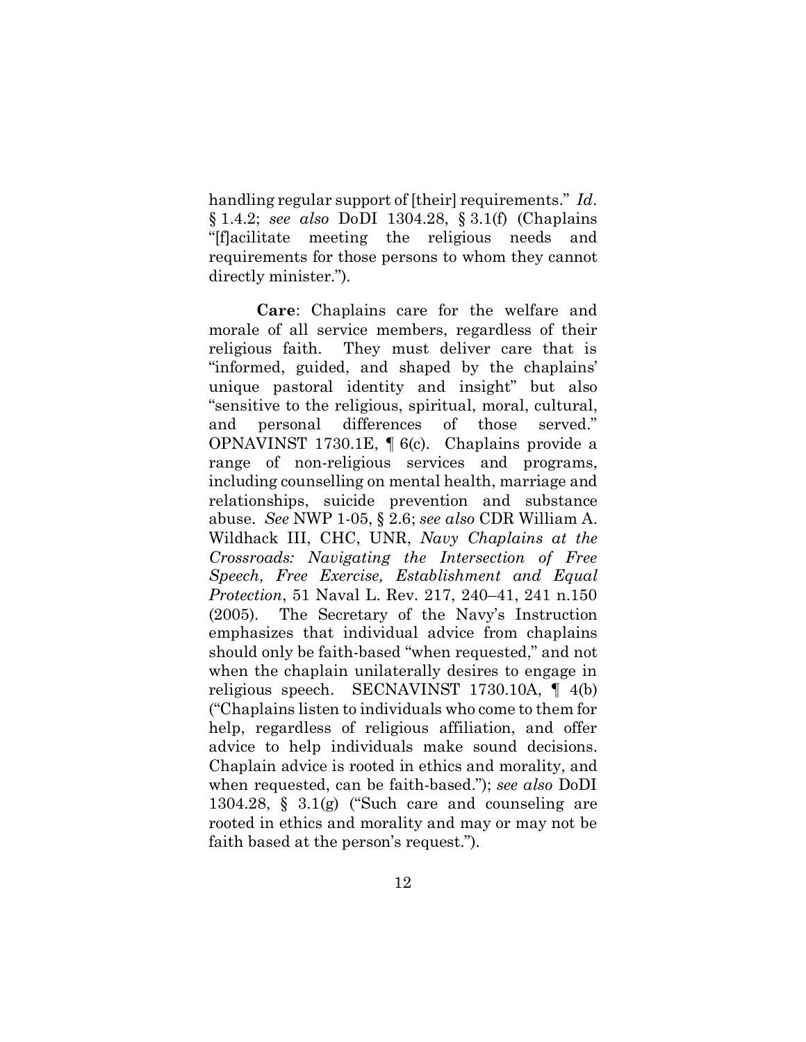handling regular support of [their] requirements." *Id*. § 1.4.2; *see also* DoDI 1304.28, § 3.1(f) (Chaplains "[f]acilitate meeting the religious needs and requirements for those persons to whom they cannot directly minister.").

**Care**: Chaplains care for the welfare and morale of all service members, regardless of their religious faith. They must deliver care that is "informed, guided, and shaped by the chaplains' unique pastoral identity and insight" but also "sensitive to the religious, spiritual, moral, cultural, and personal differences of those served." OPNAVINST 1730.1E, ¶ 6(c). Chaplains provide a range of non-religious services and programs, including counselling on mental health, marriage and relationships, suicide prevention and substance abuse. *See* NWP 1-05, § 2.6; *see also* CDR William A. Wildhack III, CHC, UNR, *Navy Chaplains at the Crossroads: Navigating the Intersection of Free Speech, Free Exercise, Establishment and Equal Protection*, 51 Naval L. Rev. 217, 240–41, 241 n.150 (2005). The Secretary of the Navy's Instruction emphasizes that individual advice from chaplains should only be faith-based "when requested," and not when the chaplain unilaterally desires to engage in religious speech. SECNAVINST 1730.10A, ¶ 4(b) ("Chaplains listen to individuals who come to them for help, regardless of religious affiliation, and offer advice to help individuals make sound decisions. Chaplain advice is rooted in ethics and morality, and when requested, can be faith-based."); *see also* DoDI 1304.28, § 3.1(g) ("Such care and counseling are rooted in ethics and morality and may or may not be faith based at the person's request.").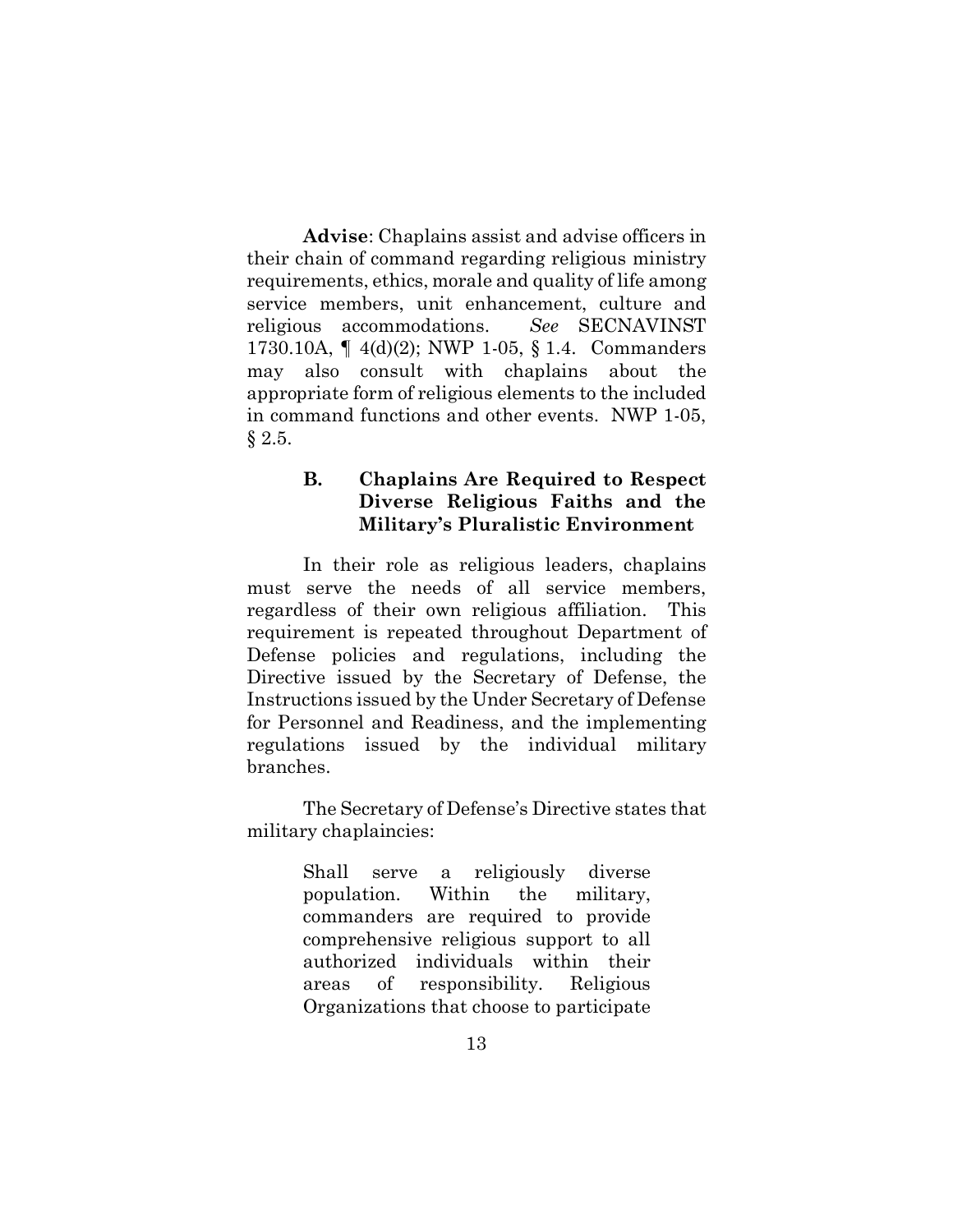**Advise**: Chaplains assist and advise officers in their chain of command regarding religious ministry requirements, ethics, morale and quality of life among service members, unit enhancement, culture and religious accommodations. *See* SECNAVINST 1730.10A, ¶ 4(d)(2); NWP 1-05, § 1.4. Commanders may also consult with chaplains about the appropriate form of religious elements to the included in command functions and other events. NWP 1-05, § 2.5.

### B. Chaplains Are Required to Respect Diverse Religious Faiths and the Military's Pluralistic Environment

In their role as religious leaders, chaplains must serve the needs of all service members, regardless of their own religious affiliation. This requirement is repeated throughout Department of Defense policies and regulations, including the Directive issued by the Secretary of Defense, the Instructions issued by the Under Secretary of Defense for Personnel and Readiness, and the implementing regulations issued by the individual military branches.

The Secretary of Defense's Directive states that military chaplaincies:

> Shall serve a religiously diverse population. Within the military, commanders are required to provide comprehensive religious support to all authorized individuals within their areas of responsibility. Religious Organizations that choose to participate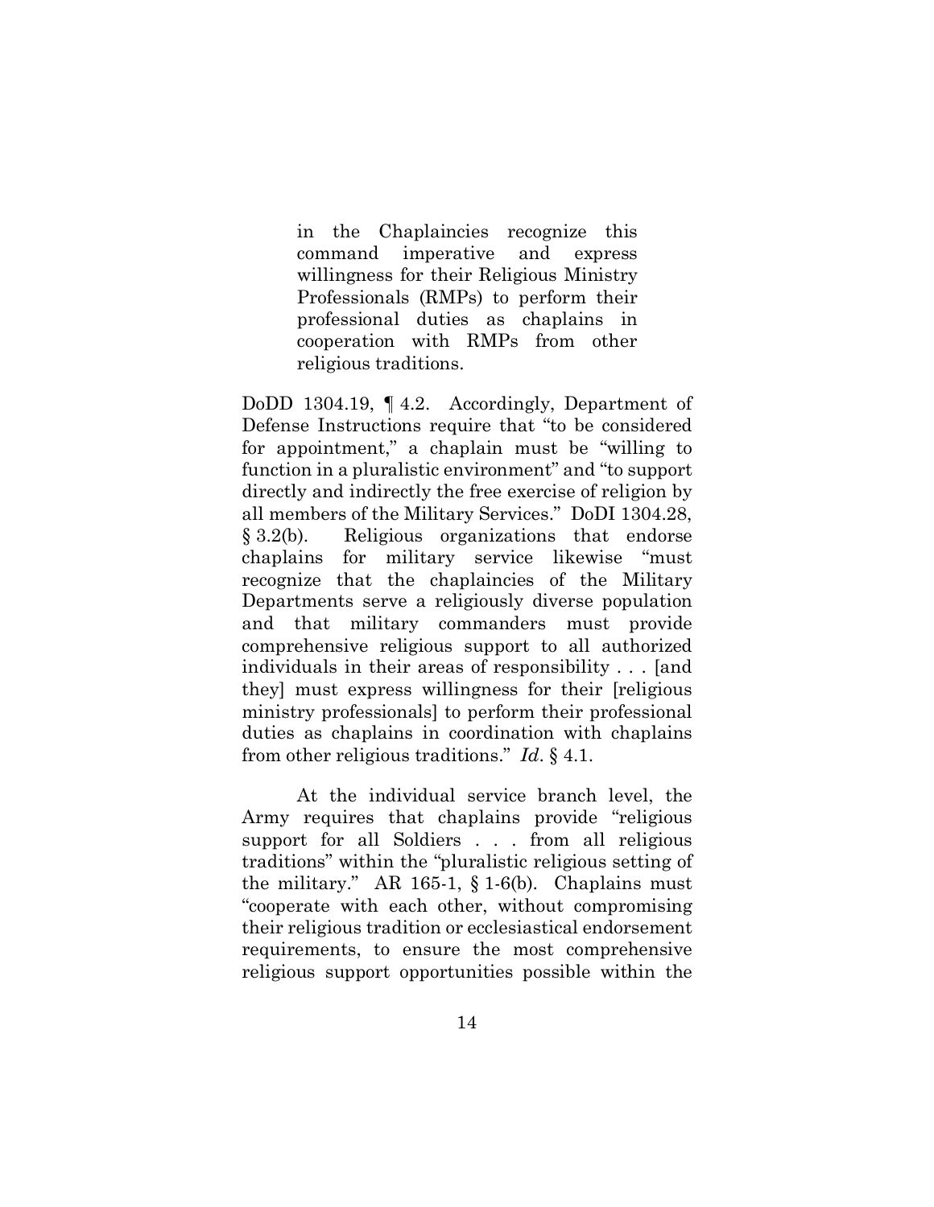> in the Chaplaincies recognize this command imperative and express willingness for their Religious Ministry Professionals (RMPs) to perform their professional duties as chaplains in cooperation with RMPs from other religious traditions.

DoDD 1304.19, ¶ 4.2. Accordingly, Department of Defense Instructions require that "to be considered for appointment," a chaplain must be "willing to function in a pluralistic environment" and "to support directly and indirectly the free exercise of religion by all members of the Military Services." DoDI 1304.28, § 3.2(b). Religious organizations that endorse chaplains for military service likewise "must recognize that the chaplaincies of the Military Departments serve a religiously diverse population and that military commanders must provide comprehensive religious support to all authorized individuals in their areas of responsibility . . . [and they] must express willingness for their [religious ministry professionals] to perform their professional duties as chaplains in coordination with chaplains from other religious traditions." *Id.* § 4.1.

At the individual service branch level, the Army requires that chaplains provide "religious support for all Soldiers . . . from all religious traditions" within the "pluralistic religious setting of the military." AR 165-1, § 1-6(b). Chaplains must "cooperate with each other, without compromising their religious tradition or ecclesiastical endorsement requirements, to ensure the most comprehensive religious support opportunities possible within the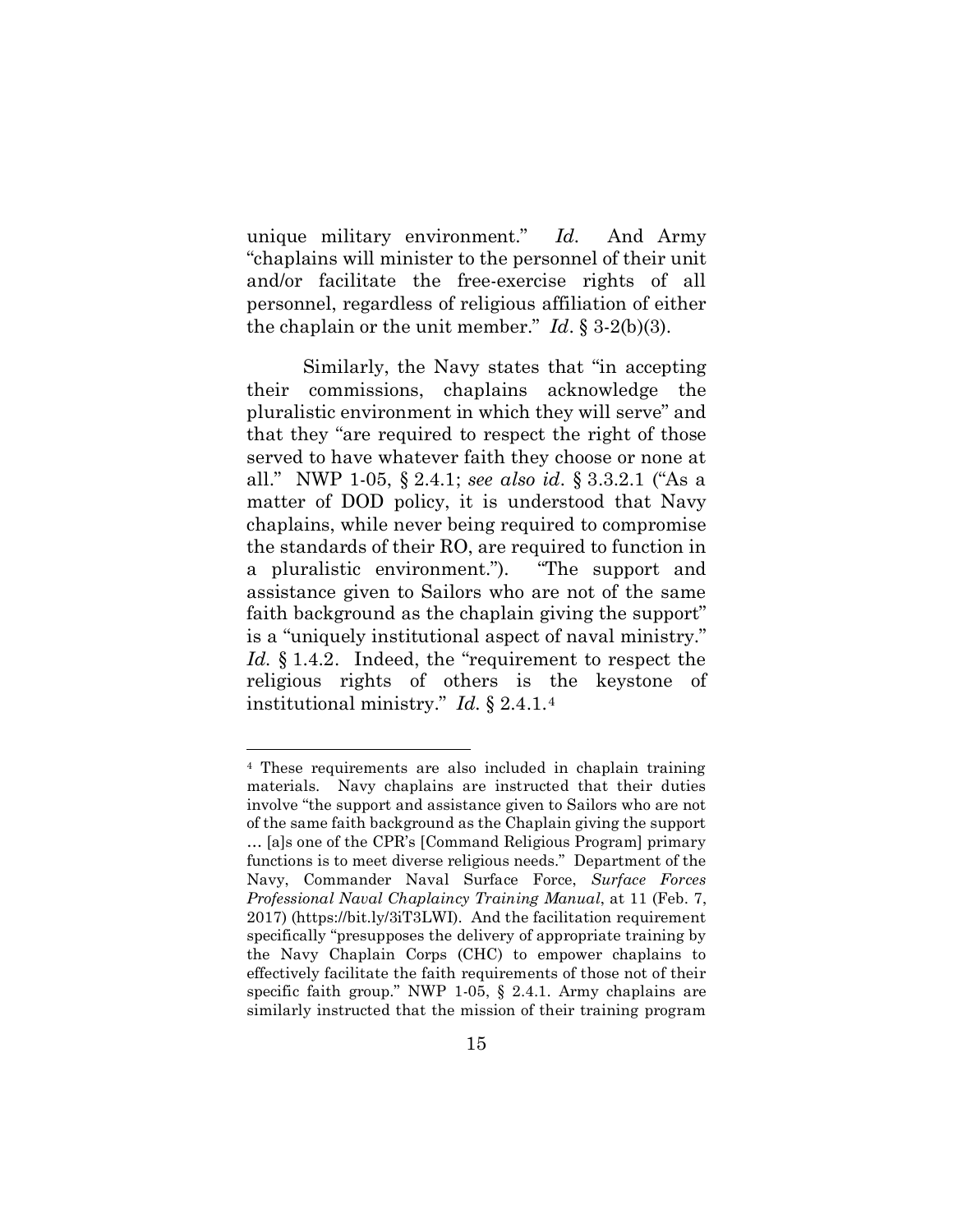unique military environment." *Id.* And Army "chaplains will minister to the personnel of their unit and/or facilitate the free-exercise rights of all personnel, regardless of religious affiliation of either the chaplain or the unit member." *Id*. § 3-2(b)(3).

Similarly, the Navy states that "in accepting their commissions, chaplains acknowledge the pluralistic environment in which they will serve" and that they "are required to respect the right of those served to have whatever faith they choose or none at all." NWP 1-05, § 2.4.1; *see also id*. § 3.3.2.1 ("As a matter of DOD policy, it is understood that Navy chaplains, while never being required to compromise the standards of their RO, are required to function in a pluralistic environment."). "The support and assistance given to Sailors who are not of the same faith background as the chaplain giving the support" is a "uniquely institutional aspect of naval ministry." *Id.* § 1.4.2. Indeed, the "requirement to respect the religious rights of others is the keystone of institutional ministry." *Id.* § 2.4.1.[4]

---

[4] These requirements are also included in chaplain training materials. Navy chaplains are instructed that their duties involve "the support and assistance given to Sailors who are not of the same faith background as the Chaplain giving the support … [a]s one of the CPR's [Command Religious Program] primary functions is to meet diverse religious needs." Department of the Navy, Commander Naval Surface Force, *Surface Forces Professional Naval Chaplaincy Training Manual*, at 11 (Feb. 7, 2017) (https://bit.ly/3iT3LWI). And the facilitation requirement specifically "presupposes the delivery of appropriate training by the Navy Chaplain Corps (CHC) to empower chaplains to effectively facilitate the faith requirements of those not of their specific faith group." NWP 1-05, § 2.4.1. Army chaplains are similarly instructed that the mission of their training program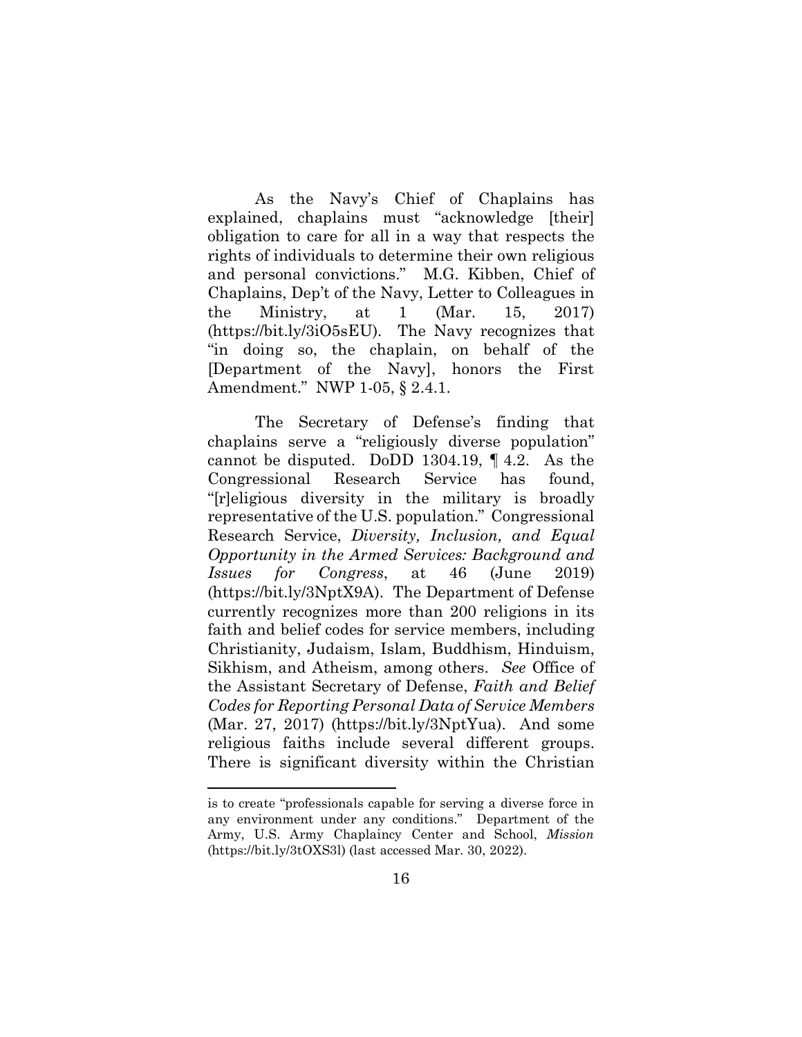As the Navy's Chief of Chaplains has explained, chaplains must "acknowledge [their] obligation to care for all in a way that respects the rights of individuals to determine their own religious and personal convictions." M.G. Kibben, Chief of Chaplains, Dep't of the Navy, Letter to Colleagues in the Ministry, at 1 (Mar. 15, 2017) (https://bit.ly/3iO5sEU). The Navy recognizes that "in doing so, the chaplain, on behalf of the [Department of the Navy], honors the First Amendment." NWP 1-05, § 2.4.1.

The Secretary of Defense's finding that chaplains serve a "religiously diverse population" cannot be disputed. DoDD 1304.19, ¶ 4.2. As the Congressional Research Service has found, "[r]eligious diversity in the military is broadly representative of the U.S. population." Congressional Research Service, *Diversity, Inclusion, and Equal Opportunity in the Armed Services: Background and Issues for Congress*, at 46 (June 2019) (https://bit.ly/3NptX9A). The Department of Defense currently recognizes more than 200 religions in its faith and belief codes for service members, including Christianity, Judaism, Islam, Buddhism, Hinduism, Sikhism, and Atheism, among others. *See* Office of the Assistant Secretary of Defense, *Faith and Belief Codes for Reporting Personal Data of Service Members* (Mar. 27, 2017) (https://bit.ly/3NptYua). And some religious faiths include several different groups. There is significant diversity within the Christian

---

is to create "professionals capable for serving a diverse force in any environment under any conditions." Department of the Army, U.S. Army Chaplaincy Center and School, *Mission* (https://bit.ly/3tOXS3l) (last accessed Mar. 30, 2022).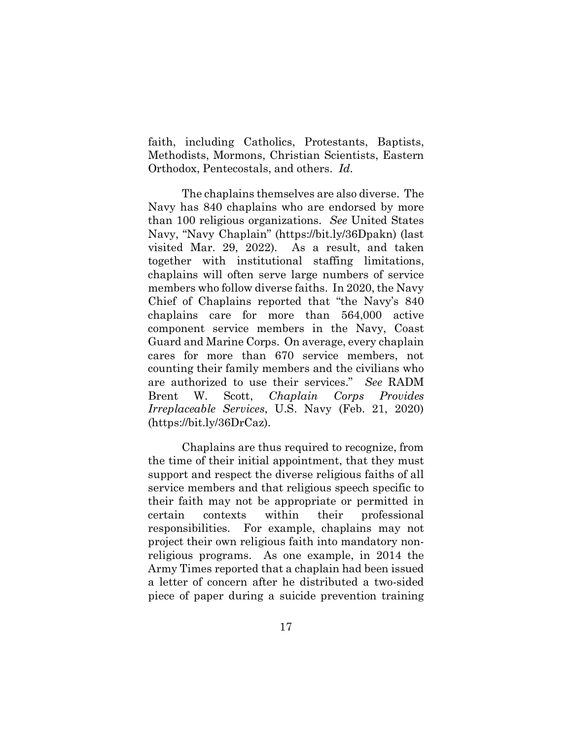faith, including Catholics, Protestants, Baptists, Methodists, Mormons, Christian Scientists, Eastern Orthodox, Pentecostals, and others. *Id.*

The chaplains themselves are also diverse. The Navy has 840 chaplains who are endorsed by more than 100 religious organizations. *See* United States Navy, "Navy Chaplain" (https://bit.ly/36Dpakn) (last visited Mar. 29, 2022). As a result, and taken together with institutional staffing limitations, chaplains will often serve large numbers of service members who follow diverse faiths. In 2020, the Navy Chief of Chaplains reported that "the Navy's 840 chaplains care for more than 564,000 active component service members in the Navy, Coast Guard and Marine Corps. On average, every chaplain cares for more than 670 service members, not counting their family members and the civilians who are authorized to use their services." *See* RADM Brent W. Scott, *Chaplain Corps Provides Irreplaceable Services*, U.S. Navy (Feb. 21, 2020) (https://bit.ly/36DrCaz).

Chaplains are thus required to recognize, from the time of their initial appointment, that they must support and respect the diverse religious faiths of all service members and that religious speech specific to their faith may not be appropriate or permitted in certain contexts within their professional responsibilities. For example, chaplains may not project their own religious faith into mandatory non-religious programs. As one example, in 2014 the Army Times reported that a chaplain had been issued a letter of concern after he distributed a two-sided piece of paper during a suicide prevention training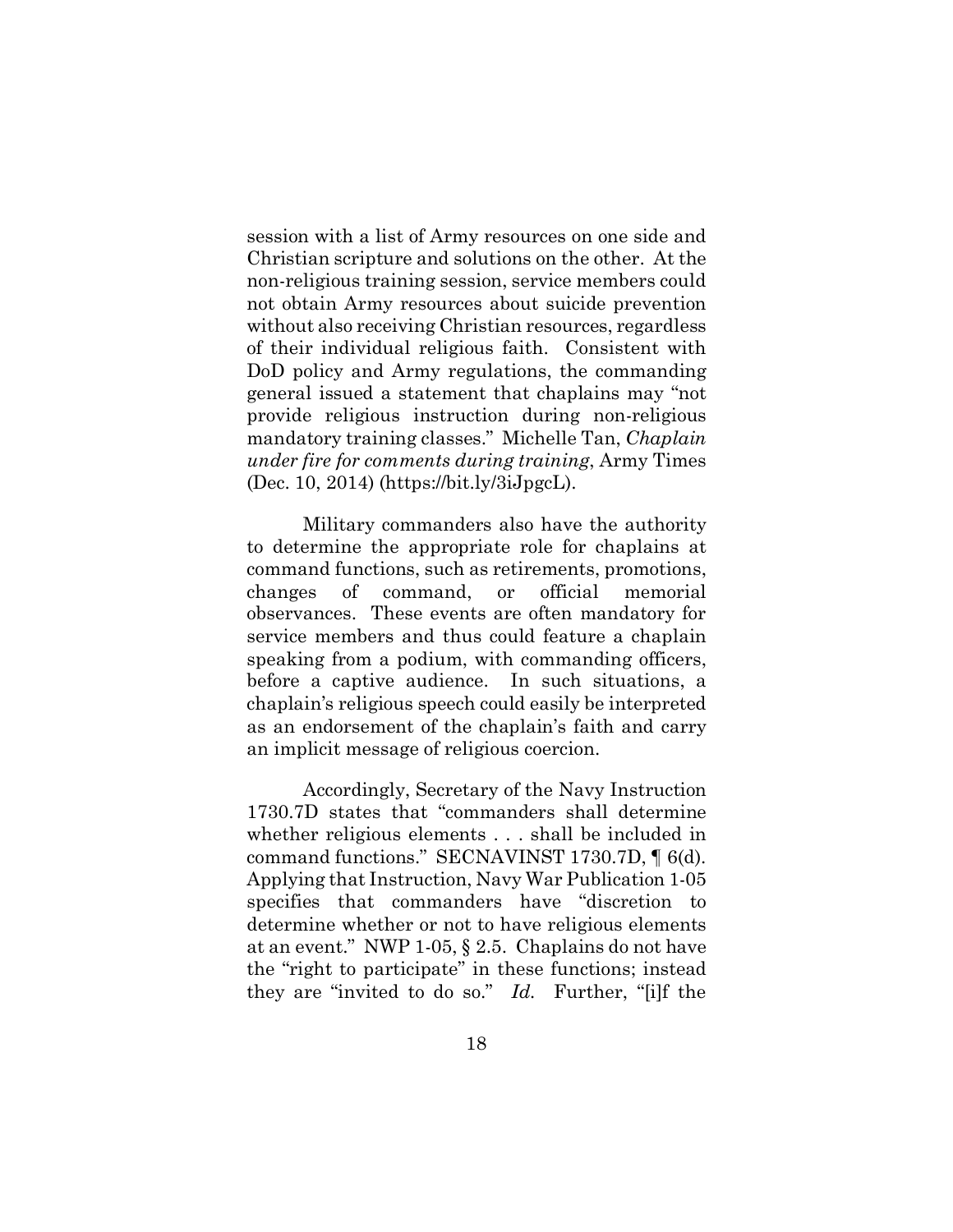session with a list of Army resources on one side and Christian scripture and solutions on the other. At the non-religious training session, service members could not obtain Army resources about suicide prevention without also receiving Christian resources, regardless of their individual religious faith. Consistent with DoD policy and Army regulations, the commanding general issued a statement that chaplains may "not provide religious instruction during non-religious mandatory training classes." Michelle Tan, *Chaplain under fire for comments during training*, Army Times (Dec. 10, 2014) (https://bit.ly/3iJpgcL).

Military commanders also have the authority to determine the appropriate role for chaplains at command functions, such as retirements, promotions, changes of command, or official memorial observances. These events are often mandatory for service members and thus could feature a chaplain speaking from a podium, with commanding officers, before a captive audience. In such situations, a chaplain's religious speech could easily be interpreted as an endorsement of the chaplain's faith and carry an implicit message of religious coercion.

Accordingly, Secretary of the Navy Instruction 1730.7D states that "commanders shall determine whether religious elements . . . shall be included in command functions." SECNAVINST 1730.7D, ¶ 6(d). Applying that Instruction, Navy War Publication 1-05 specifies that commanders have "discretion to determine whether or not to have religious elements at an event." NWP 1-05, § 2.5. Chaplains do not have the "right to participate" in these functions; instead they are "invited to do so." *Id.* Further, "[i]f the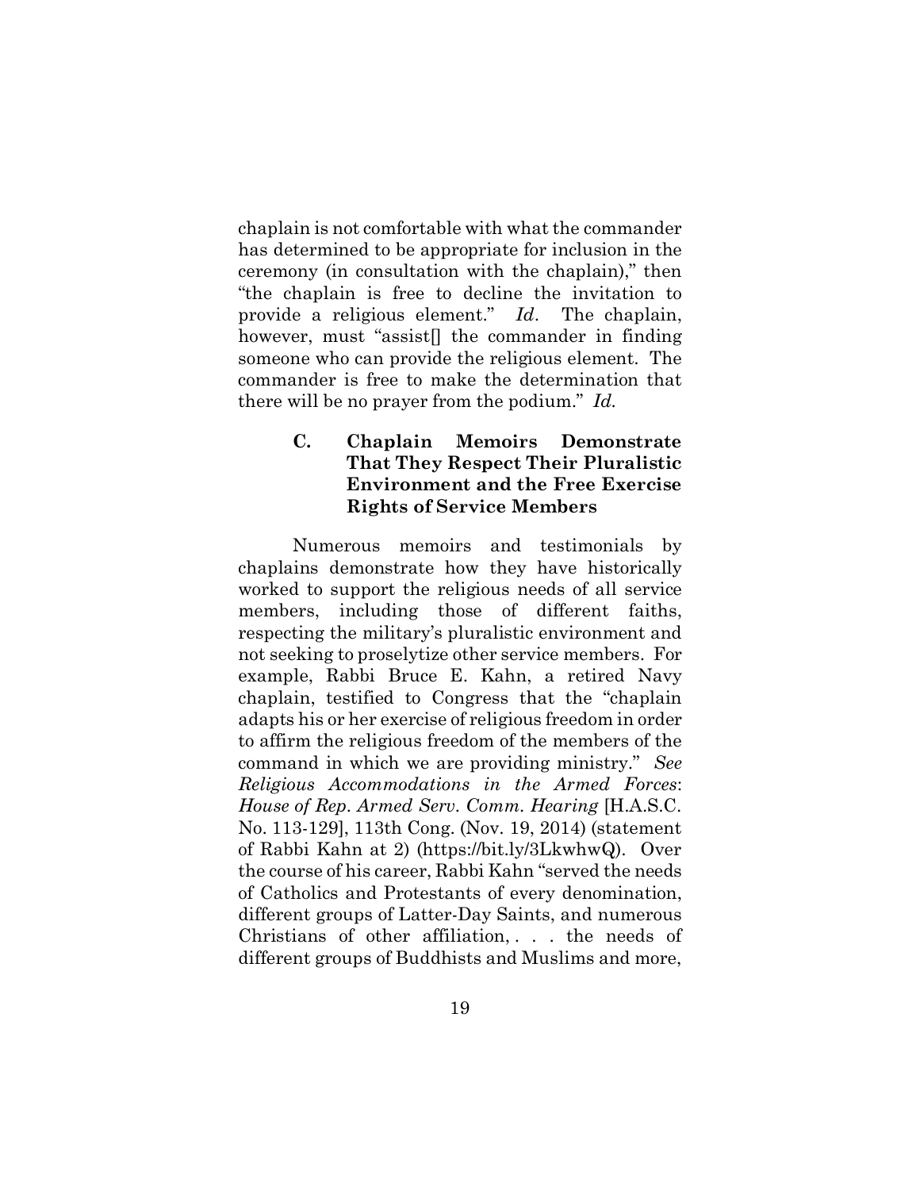chaplain is not comfortable with what the commander has determined to be appropriate for inclusion in the ceremony (in consultation with the chaplain)," then "the chaplain is free to decline the invitation to provide a religious element." *Id*. The chaplain, however, must "assist[] the commander in finding someone who can provide the religious element. The commander is free to make the determination that there will be no prayer from the podium." *Id.*

### C. Chaplain Memoirs Demonstrate That They Respect Their Pluralistic Environment and the Free Exercise Rights of Service Members

Numerous memoirs and testimonials by chaplains demonstrate how they have historically worked to support the religious needs of all service members, including those of different faiths, respecting the military's pluralistic environment and not seeking to proselytize other service members. For example, Rabbi Bruce E. Kahn, a retired Navy chaplain, testified to Congress that the "chaplain adapts his or her exercise of religious freedom in order to affirm the religious freedom of the members of the command in which we are providing ministry." *See Religious Accommodations in the Armed Forces*: *House of Rep. Armed Serv. Comm. Hearing* [H.A.S.C. No. 113-129], 113th Cong. (Nov. 19, 2014) (statement of Rabbi Kahn at 2) (https://bit.ly/3LkwhwQ). Over the course of his career, Rabbi Kahn "served the needs of Catholics and Protestants of every denomination, different groups of Latter-Day Saints, and numerous Christians of other affiliation, . . . the needs of different groups of Buddhists and Muslims and more,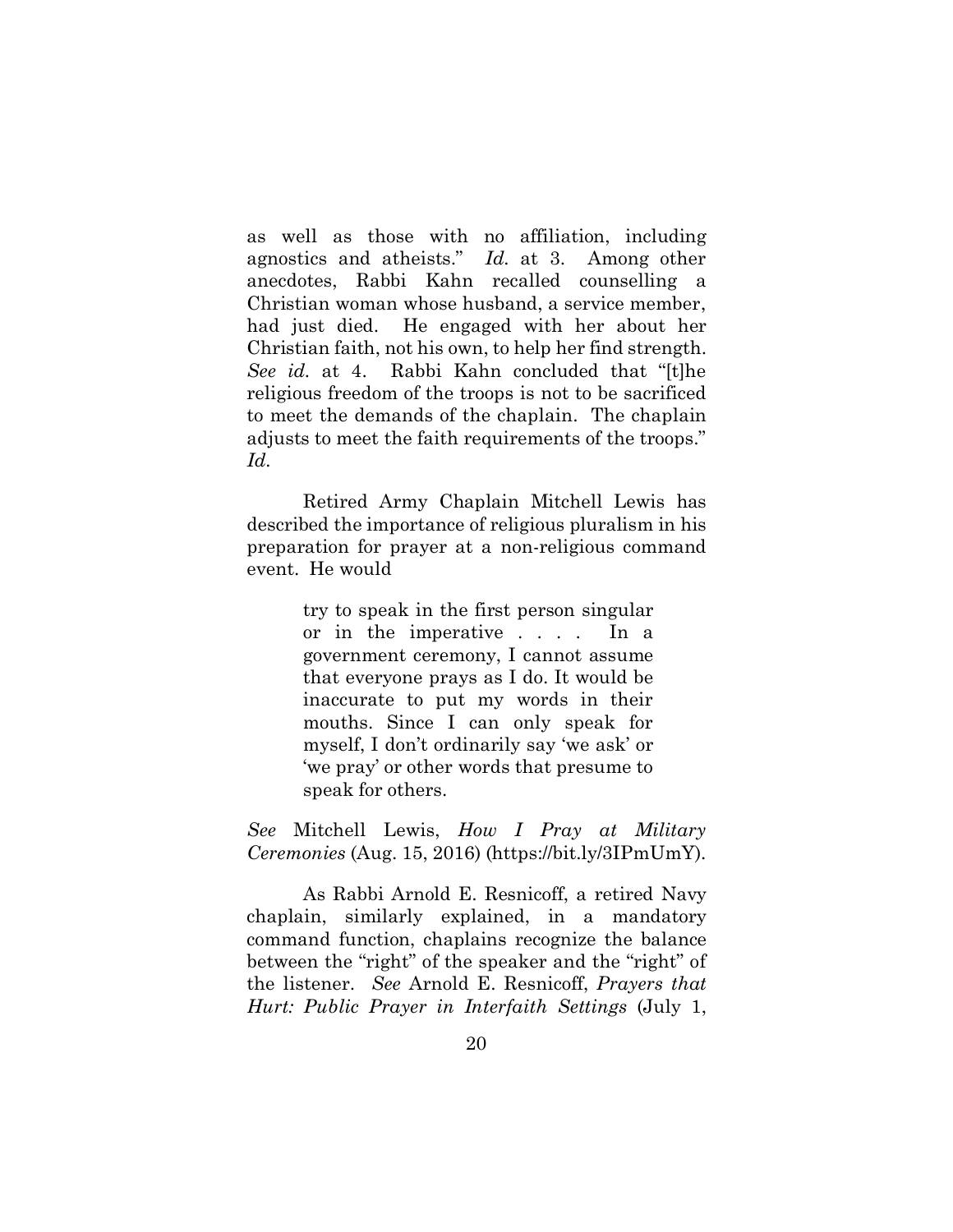as well as those with no affiliation, including agnostics and atheists." *Id.* at 3. Among other anecdotes, Rabbi Kahn recalled counselling a Christian woman whose husband, a service member, had just died. He engaged with her about her Christian faith, not his own, to help her find strength. *See id.* at 4. Rabbi Kahn concluded that "[t]he religious freedom of the troops is not to be sacrificed to meet the demands of the chaplain. The chaplain adjusts to meet the faith requirements of the troops." *Id.*

Retired Army Chaplain Mitchell Lewis has described the importance of religious pluralism in his preparation for prayer at a non-religious command event. He would

> try to speak in the first person singular or in the imperative . . . . In a government ceremony, I cannot assume that everyone prays as I do. It would be inaccurate to put my words in their mouths. Since I can only speak for myself, I don't ordinarily say 'we ask' or 'we pray' or other words that presume to speak for others.

*See* Mitchell Lewis, *How I Pray at Military Ceremonies* (Aug. 15, 2016) (https://bit.ly/3IPmUmY).

As Rabbi Arnold E. Resnicoff, a retired Navy chaplain, similarly explained, in a mandatory command function, chaplains recognize the balance between the "right" of the speaker and the "right" of the listener. *See* Arnold E. Resnicoff, *Prayers that Hurt: Public Prayer in Interfaith Settings* (July 1,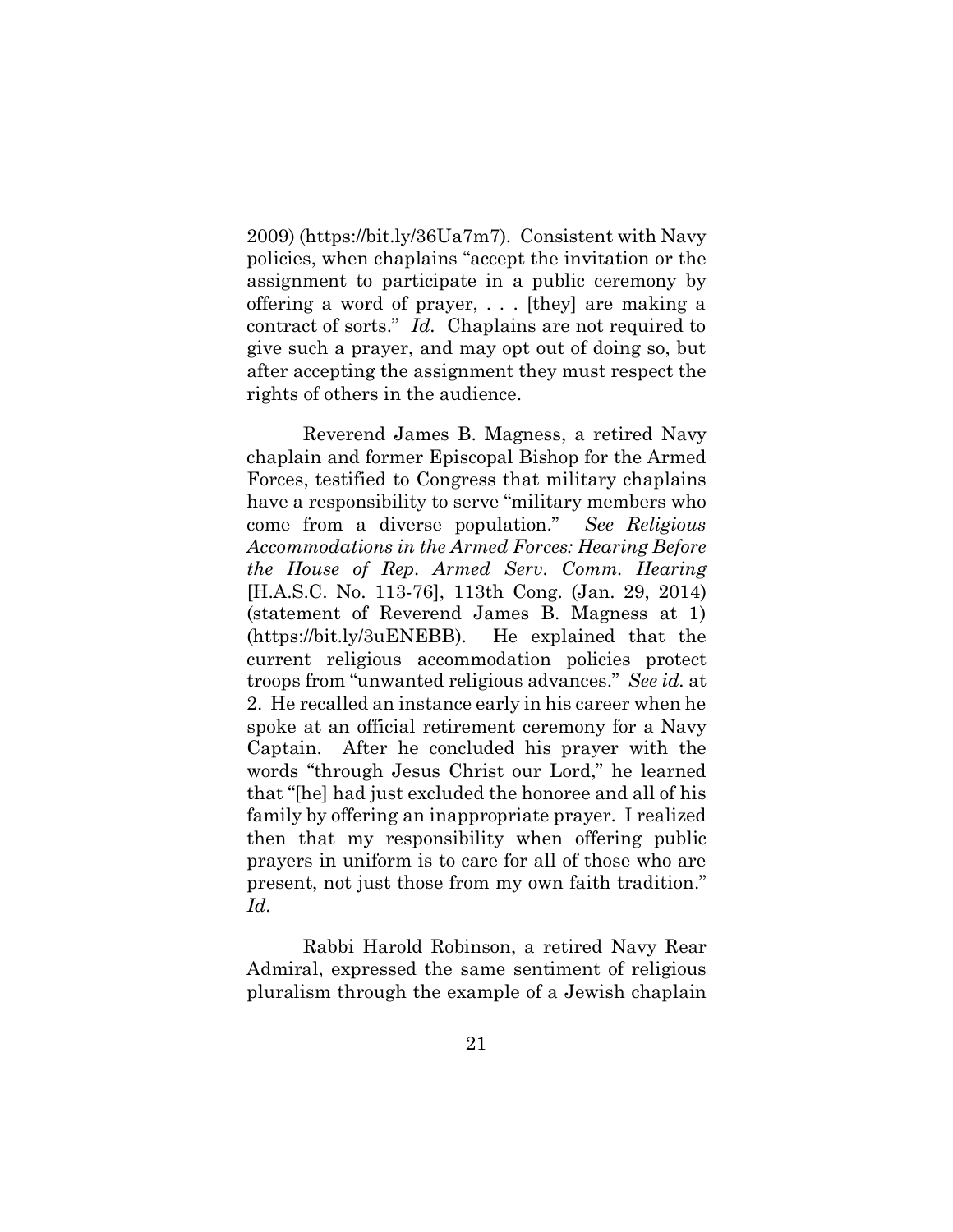2009) (https://bit.ly/36Ua7m7). Consistent with Navy policies, when chaplains "accept the invitation or the assignment to participate in a public ceremony by offering a word of prayer, . . . [they] are making a contract of sorts." *Id.* Chaplains are not required to give such a prayer, and may opt out of doing so, but after accepting the assignment they must respect the rights of others in the audience.

Reverend James B. Magness, a retired Navy chaplain and former Episcopal Bishop for the Armed Forces, testified to Congress that military chaplains have a responsibility to serve "military members who come from a diverse population." *See Religious Accommodations in the Armed Forces: Hearing Before the House of Rep. Armed Serv. Comm. Hearing* [H.A.S.C. No. 113-76], 113th Cong. (Jan. 29, 2014) (statement of Reverend James B. Magness at 1) (https://bit.ly/3uENEBB). He explained that the current religious accommodation policies protect troops from "unwanted religious advances." *See id.* at 2. He recalled an instance early in his career when he spoke at an official retirement ceremony for a Navy Captain. After he concluded his prayer with the words "through Jesus Christ our Lord," he learned that "[he] had just excluded the honoree and all of his family by offering an inappropriate prayer. I realized then that my responsibility when offering public prayers in uniform is to care for all of those who are present, not just those from my own faith tradition." *Id.*

Rabbi Harold Robinson, a retired Navy Rear Admiral, expressed the same sentiment of religious pluralism through the example of a Jewish chaplain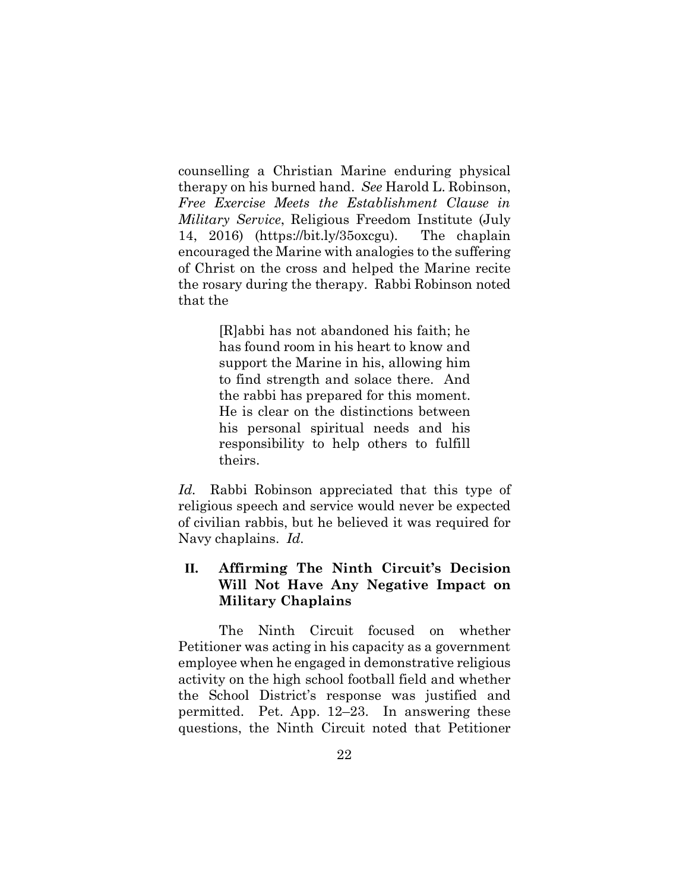counselling a Christian Marine enduring physical therapy on his burned hand. *See* Harold L. Robinson, *Free Exercise Meets the Establishment Clause in Military Service*, Religious Freedom Institute (July 14, 2016) (https://bit.ly/35oxcgu). The chaplain encouraged the Marine with analogies to the suffering of Christ on the cross and helped the Marine recite the rosary during the therapy. Rabbi Robinson noted that the

> [R]abbi has not abandoned his faith; he has found room in his heart to know and support the Marine in his, allowing him to find strength and solace there. And the rabbi has prepared for this moment. He is clear on the distinctions between his personal spiritual needs and his responsibility to help others to fulfill theirs.

*Id.* Rabbi Robinson appreciated that this type of religious speech and service would never be expected of civilian rabbis, but he believed it was required for Navy chaplains. *Id.*

## II. Affirming The Ninth Circuit's Decision Will Not Have Any Negative Impact on Military Chaplains

The Ninth Circuit focused on whether Petitioner was acting in his capacity as a government employee when he engaged in demonstrative religious activity on the high school football field and whether the School District's response was justified and permitted. Pet. App. 12–23. In answering these questions, the Ninth Circuit noted that Petitioner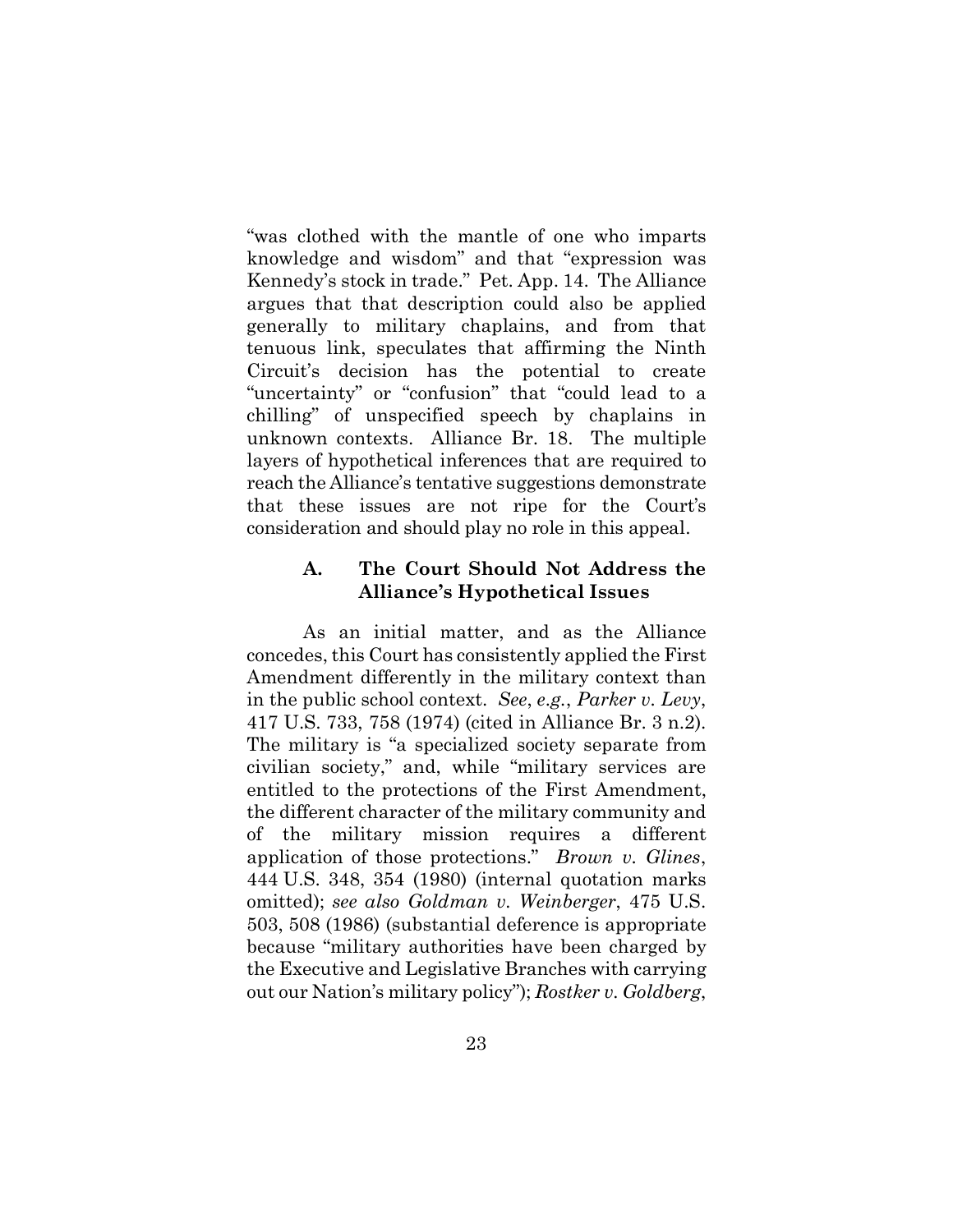"was clothed with the mantle of one who imparts knowledge and wisdom" and that "expression was Kennedy's stock in trade." Pet. App. 14. The Alliance argues that that description could also be applied generally to military chaplains, and from that tenuous link, speculates that affirming the Ninth Circuit's decision has the potential to create "uncertainty" or "confusion" that "could lead to a chilling" of unspecified speech by chaplains in unknown contexts. Alliance Br. 18. The multiple layers of hypothetical inferences that are required to reach the Alliance's tentative suggestions demonstrate that these issues are not ripe for the Court's consideration and should play no role in this appeal.

### A. The Court Should Not Address the Alliance's Hypothetical Issues

As an initial matter, and as the Alliance concedes, this Court has consistently applied the First Amendment differently in the military context than in the public school context. *See*, *e.g.*, *Parker v. Levy*, 417 U.S. 733, 758 (1974) (cited in Alliance Br. 3 n.2). The military is "a specialized society separate from civilian society," and, while "military services are entitled to the protections of the First Amendment, the different character of the military community and of the military mission requires a different application of those protections." *Brown v. Glines*, 444 U.S. 348, 354 (1980) (internal quotation marks omitted); *see also Goldman v. Weinberger*, 475 U.S. 503, 508 (1986) (substantial deference is appropriate because "military authorities have been charged by the Executive and Legislative Branches with carrying out our Nation's military policy"); *Rostker v. Goldberg*,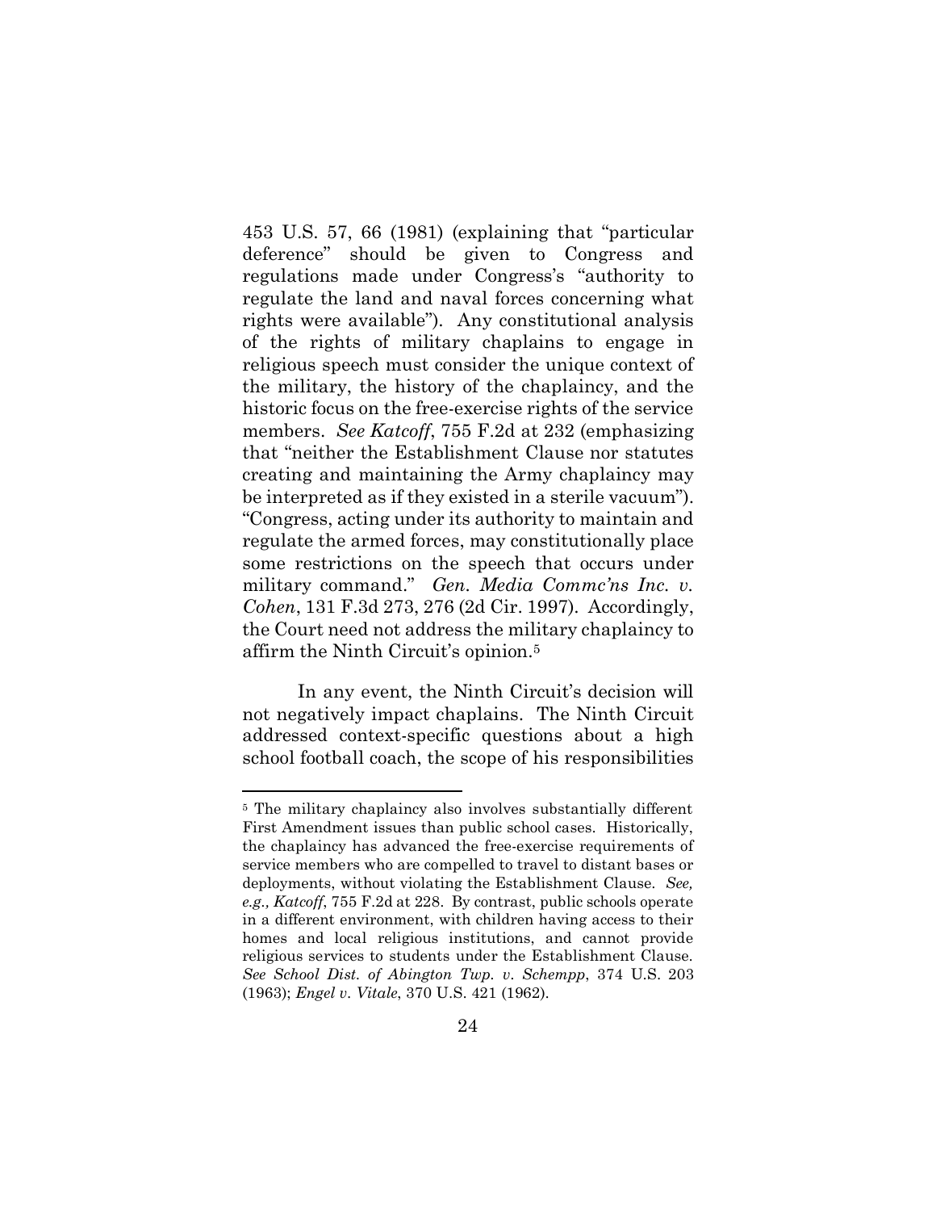453 U.S. 57, 66 (1981) (explaining that "particular deference" should be given to Congress and regulations made under Congress's "authority to regulate the land and naval forces concerning what rights were available"). Any constitutional analysis of the rights of military chaplains to engage in religious speech must consider the unique context of the military, the history of the chaplaincy, and the historic focus on the free-exercise rights of the service members. *See Katcoff*, 755 F.2d at 232 (emphasizing that "neither the Establishment Clause nor statutes creating and maintaining the Army chaplaincy may be interpreted as if they existed in a sterile vacuum"). "Congress, acting under its authority to maintain and regulate the armed forces, may constitutionally place some restrictions on the speech that occurs under military command." *Gen. Media Commc'ns Inc. v. Cohen*, 131 F.3d 273, 276 (2d Cir. 1997). Accordingly, the Court need not address the military chaplaincy to affirm the Ninth Circuit's opinion.[5]

In any event, the Ninth Circuit's decision will not negatively impact chaplains. The Ninth Circuit addressed context-specific questions about a high school football coach, the scope of his responsibilities

---

[5] The military chaplaincy also involves substantially different First Amendment issues than public school cases. Historically, the chaplaincy has advanced the free-exercise requirements of service members who are compelled to travel to distant bases or deployments, without violating the Establishment Clause. *See, e.g., Katcoff*, 755 F.2d at 228. By contrast, public schools operate in a different environment, with children having access to their homes and local religious institutions, and cannot provide religious services to students under the Establishment Clause. *See School Dist. of Abington Twp. v. Schempp*, 374 U.S. 203 (1963); *Engel v. Vitale*, 370 U.S. 421 (1962).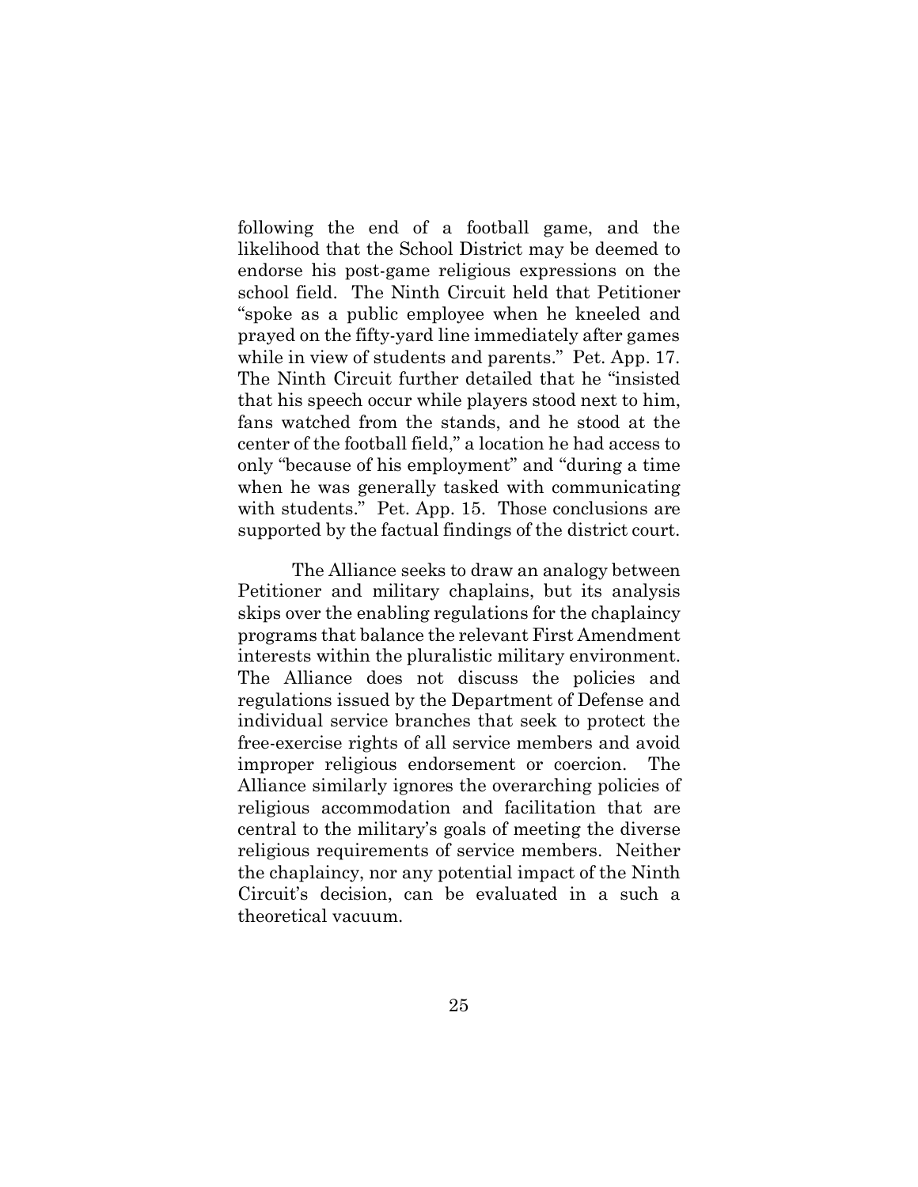following the end of a football game, and the likelihood that the School District may be deemed to endorse his post-game religious expressions on the school field. The Ninth Circuit held that Petitioner "spoke as a public employee when he kneeled and prayed on the fifty-yard line immediately after games while in view of students and parents." Pet. App. 17. The Ninth Circuit further detailed that he "insisted that his speech occur while players stood next to him, fans watched from the stands, and he stood at the center of the football field," a location he had access to only "because of his employment" and "during a time when he was generally tasked with communicating with students." Pet. App. 15. Those conclusions are supported by the factual findings of the district court.

The Alliance seeks to draw an analogy between Petitioner and military chaplains, but its analysis skips over the enabling regulations for the chaplaincy programs that balance the relevant First Amendment interests within the pluralistic military environment. The Alliance does not discuss the policies and regulations issued by the Department of Defense and individual service branches that seek to protect the free-exercise rights of all service members and avoid improper religious endorsement or coercion. The Alliance similarly ignores the overarching policies of religious accommodation and facilitation that are central to the military's goals of meeting the diverse religious requirements of service members. Neither the chaplaincy, nor any potential impact of the Ninth Circuit's decision, can be evaluated in a such a theoretical vacuum.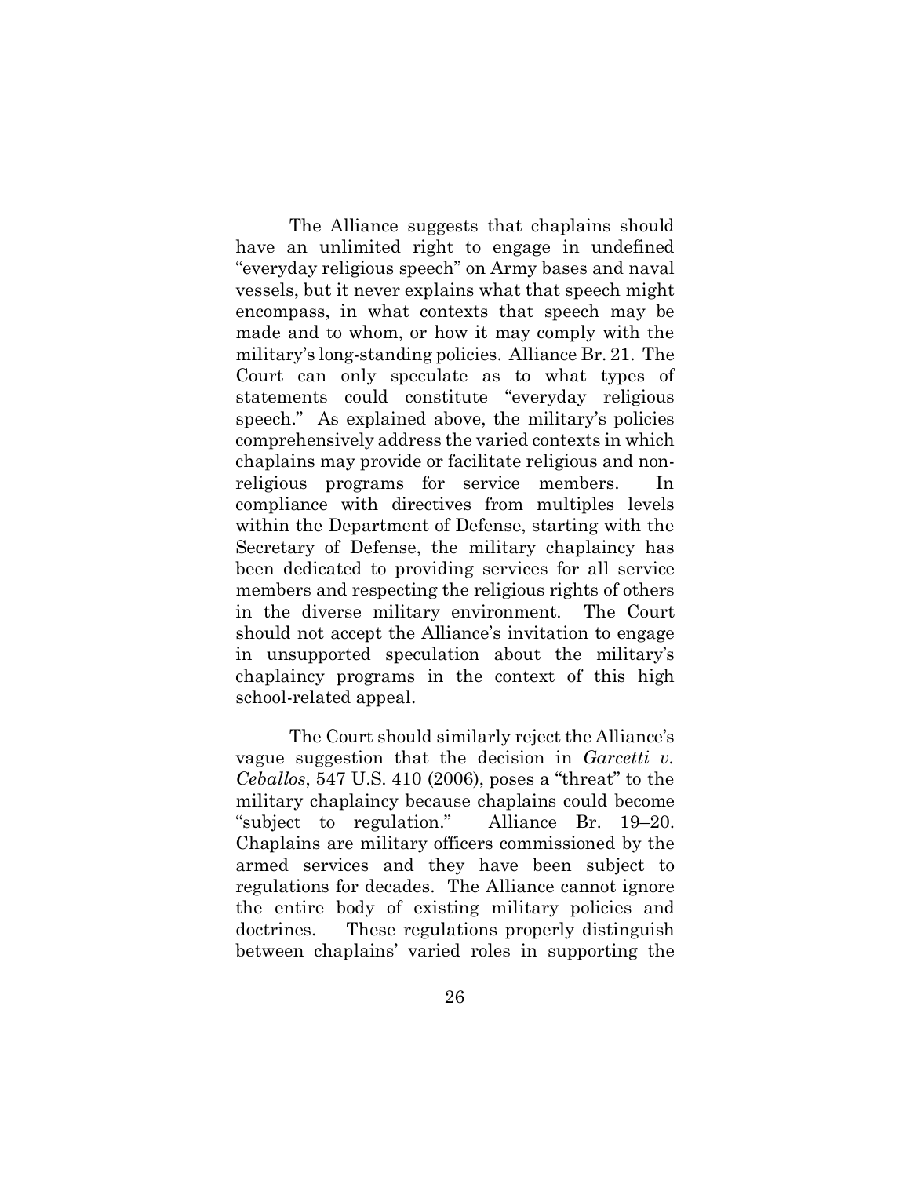The Alliance suggests that chaplains should have an unlimited right to engage in undefined "everyday religious speech" on Army bases and naval vessels, but it never explains what that speech might encompass, in what contexts that speech may be made and to whom, or how it may comply with the military's long-standing policies. Alliance Br. 21. The Court can only speculate as to what types of statements could constitute "everyday religious speech." As explained above, the military's policies comprehensively address the varied contexts in which chaplains may provide or facilitate religious and non-religious programs for service members. In compliance with directives from multiples levels within the Department of Defense, starting with the Secretary of Defense, the military chaplaincy has been dedicated to providing services for all service members and respecting the religious rights of others in the diverse military environment. The Court should not accept the Alliance's invitation to engage in unsupported speculation about the military's chaplaincy programs in the context of this high school-related appeal.

The Court should similarly reject the Alliance's vague suggestion that the decision in *Garcetti v. Ceballos*, 547 U.S. 410 (2006), poses a "threat" to the military chaplaincy because chaplains could become "subject to regulation." Alliance Br. 19–20. Chaplains are military officers commissioned by the armed services and they have been subject to regulations for decades. The Alliance cannot ignore the entire body of existing military policies and doctrines. These regulations properly distinguish between chaplains' varied roles in supporting the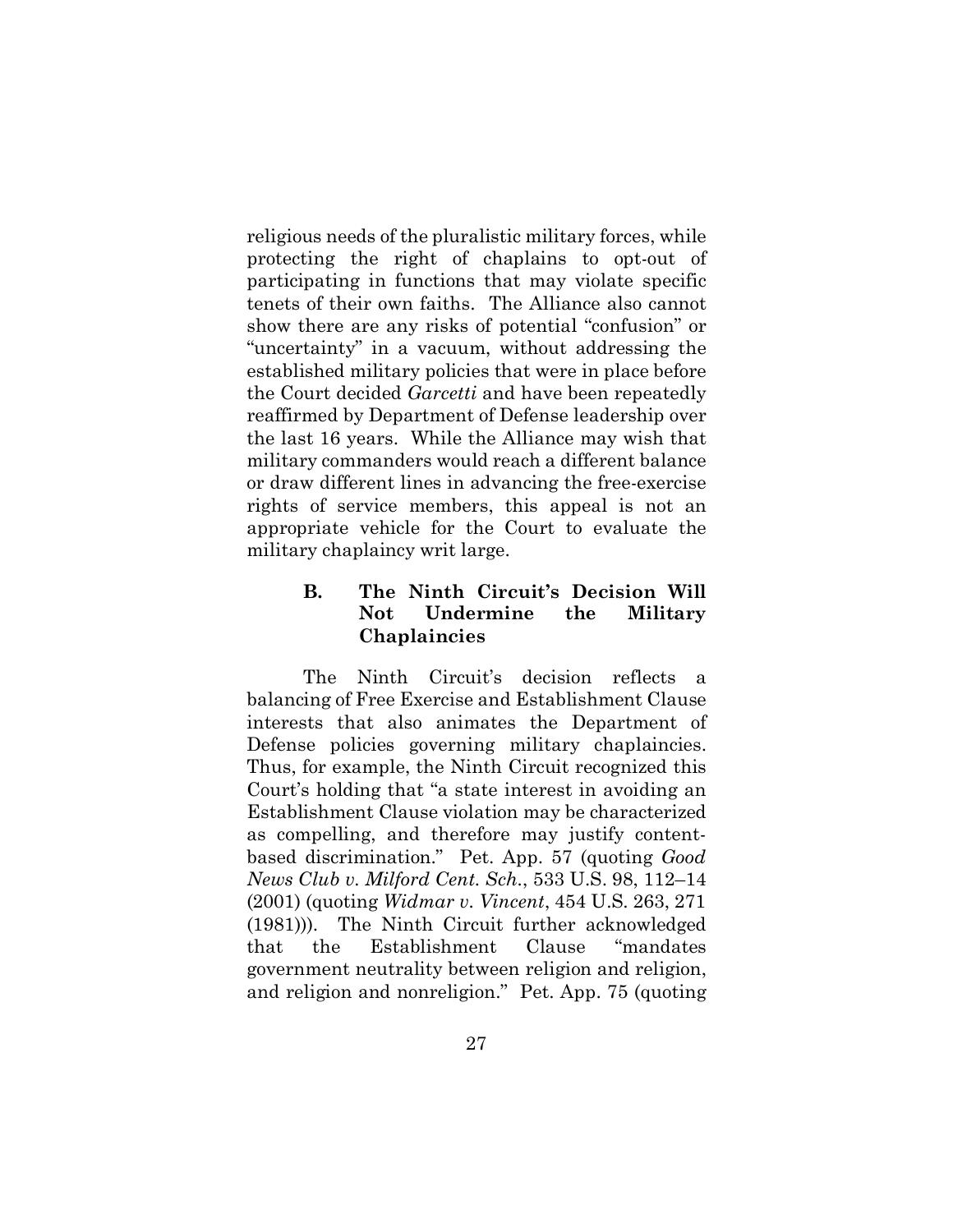religious needs of the pluralistic military forces, while protecting the right of chaplains to opt-out of participating in functions that may violate specific tenets of their own faiths. The Alliance also cannot show there are any risks of potential "confusion" or "uncertainty" in a vacuum, without addressing the established military policies that were in place before the Court decided *Garcetti* and have been repeatedly reaffirmed by Department of Defense leadership over the last 16 years. While the Alliance may wish that military commanders would reach a different balance or draw different lines in advancing the free-exercise rights of service members, this appeal is not an appropriate vehicle for the Court to evaluate the military chaplaincy writ large.

### B. The Ninth Circuit's Decision Will Not Undermine the Military Chaplaincies

The Ninth Circuit's decision reflects a balancing of Free Exercise and Establishment Clause interests that also animates the Department of Defense policies governing military chaplaincies. Thus, for example, the Ninth Circuit recognized this Court's holding that "a state interest in avoiding an Establishment Clause violation may be characterized as compelling, and therefore may justify content-based discrimination." Pet. App. 57 (quoting *Good News Club v. Milford Cent. Sch.*, 533 U.S. 98, 112–14 (2001) (quoting *Widmar v. Vincent*, 454 U.S. 263, 271 (1981))). The Ninth Circuit further acknowledged that the Establishment Clause "mandates government neutrality between religion and religion, and religion and nonreligion." Pet. App. 75 (quoting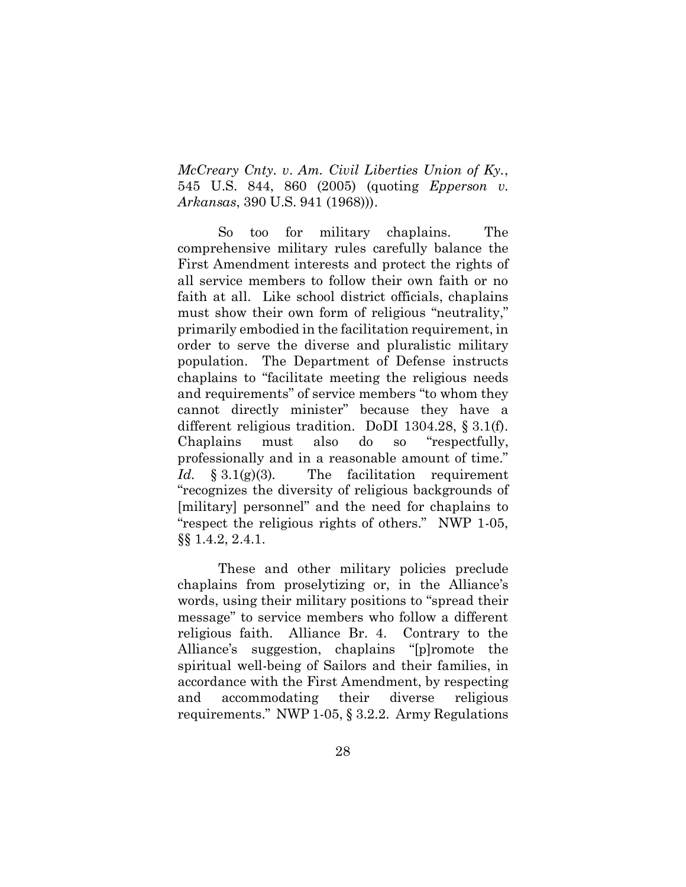*McCreary Cnty. v. Am. Civil Liberties Union of Ky.*, 545 U.S. 844, 860 (2005) (quoting *Epperson v. Arkansas*, 390 U.S. 941 (1968))).

So too for military chaplains. The comprehensive military rules carefully balance the First Amendment interests and protect the rights of all service members to follow their own faith or no faith at all. Like school district officials, chaplains must show their own form of religious "neutrality," primarily embodied in the facilitation requirement, in order to serve the diverse and pluralistic military population. The Department of Defense instructs chaplains to "facilitate meeting the religious needs and requirements" of service members "to whom they cannot directly minister" because they have a different religious tradition. DoDI 1304.28, § 3.1(f). Chaplains must also do so "respectfully, professionally and in a reasonable amount of time." *Id.* § 3.1(g)(3). The facilitation requirement "recognizes the diversity of religious backgrounds of [military] personnel" and the need for chaplains to "respect the religious rights of others." NWP 1-05, §§ 1.4.2, 2.4.1.

These and other military policies preclude chaplains from proselytizing or, in the Alliance's words, using their military positions to "spread their message" to service members who follow a different religious faith. Alliance Br. 4. Contrary to the Alliance's suggestion, chaplains "[p]romote the spiritual well-being of Sailors and their families, in accordance with the First Amendment, by respecting and accommodating their diverse religious requirements." NWP 1-05, § 3.2.2. Army Regulations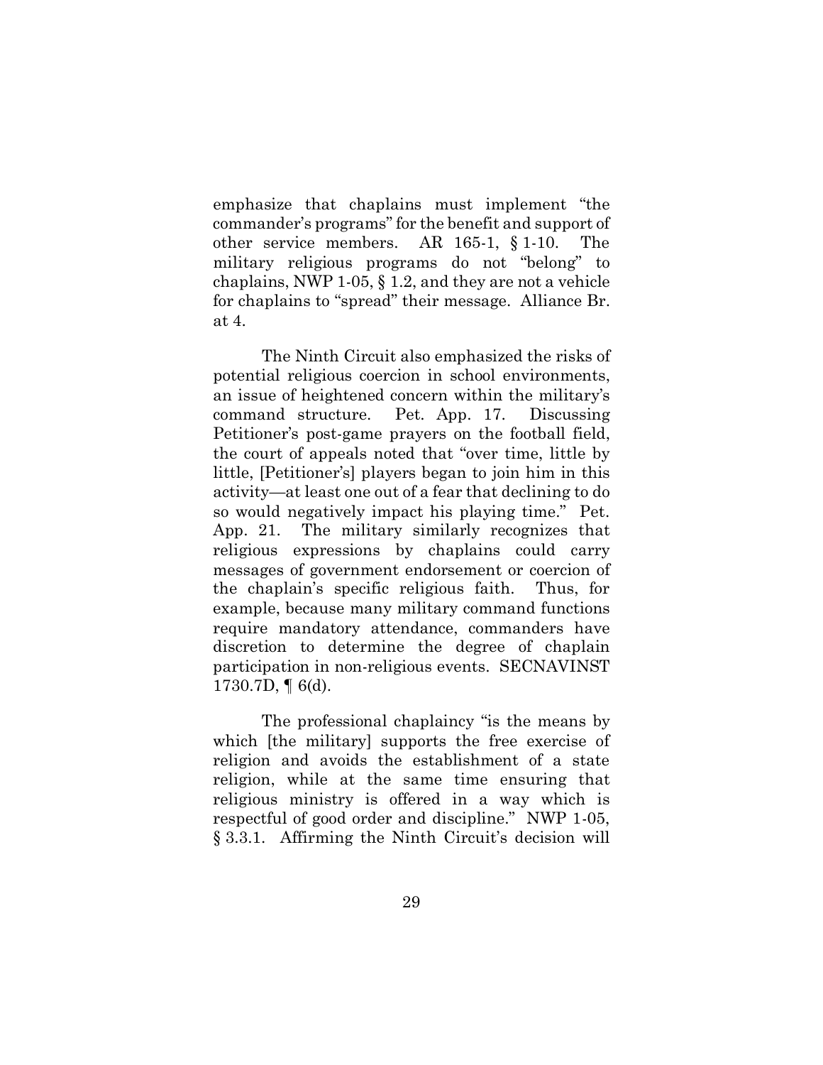emphasize that chaplains must implement "the commander's programs" for the benefit and support of other service members. AR 165-1, § 1-10. The military religious programs do not "belong" to chaplains, NWP 1-05, § 1.2, and they are not a vehicle for chaplains to "spread" their message. Alliance Br. at 4.

The Ninth Circuit also emphasized the risks of potential religious coercion in school environments, an issue of heightened concern within the military's command structure. Pet. App. 17. Discussing Petitioner's post-game prayers on the football field, the court of appeals noted that "over time, little by little, [Petitioner's] players began to join him in this activity—at least one out of a fear that declining to do so would negatively impact his playing time." Pet. App. 21. The military similarly recognizes that religious expressions by chaplains could carry messages of government endorsement or coercion of the chaplain's specific religious faith. Thus, for example, because many military command functions require mandatory attendance, commanders have discretion to determine the degree of chaplain participation in non-religious events. SECNAVINST 1730.7D, ¶ 6(d).

The professional chaplaincy "is the means by which [the military] supports the free exercise of religion and avoids the establishment of a state religion, while at the same time ensuring that religious ministry is offered in a way which is respectful of good order and discipline." NWP 1-05, § 3.3.1. Affirming the Ninth Circuit's decision will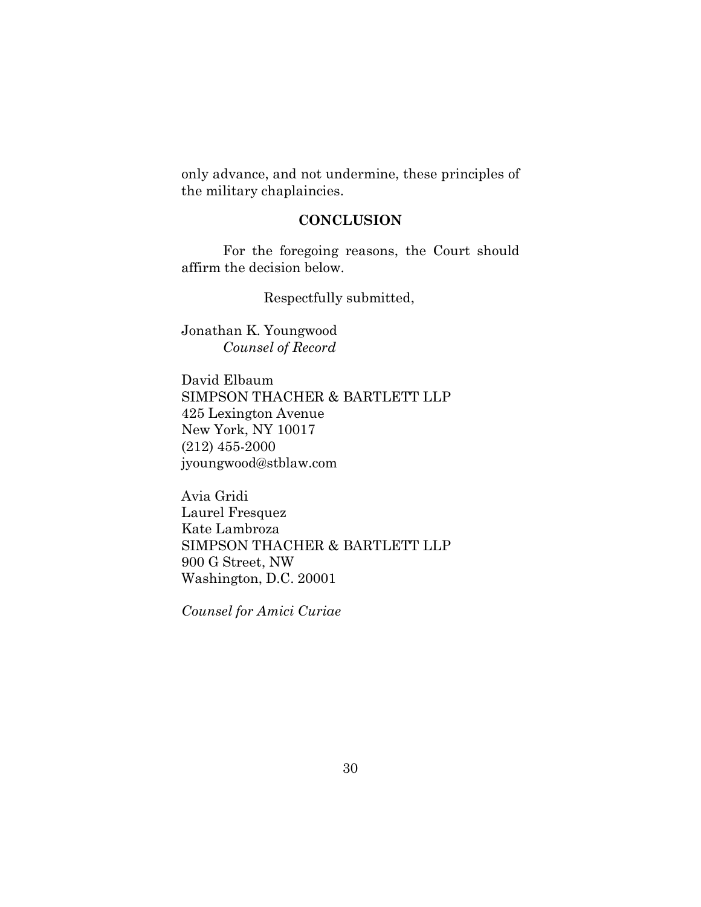only advance, and not undermine, these principles of the military chaplaincies.

## CONCLUSION

For the foregoing reasons, the Court should affirm the decision below.

Respectfully submitted,

Jonathan K. Youngwood
*Counsel of Record*

David Elbaum
SIMPSON THACHER & BARTLETT LLP
425 Lexington Avenue
New York, NY 10017
(212) 455-2000
jyoungwood@stblaw.com

Avia Gridi
Laurel Fresquez
Kate Lambroza
SIMPSON THACHER & BARTLETT LLP
900 G Street, NW
Washington, D.C. 20001

*Counsel for Amici Curiae*